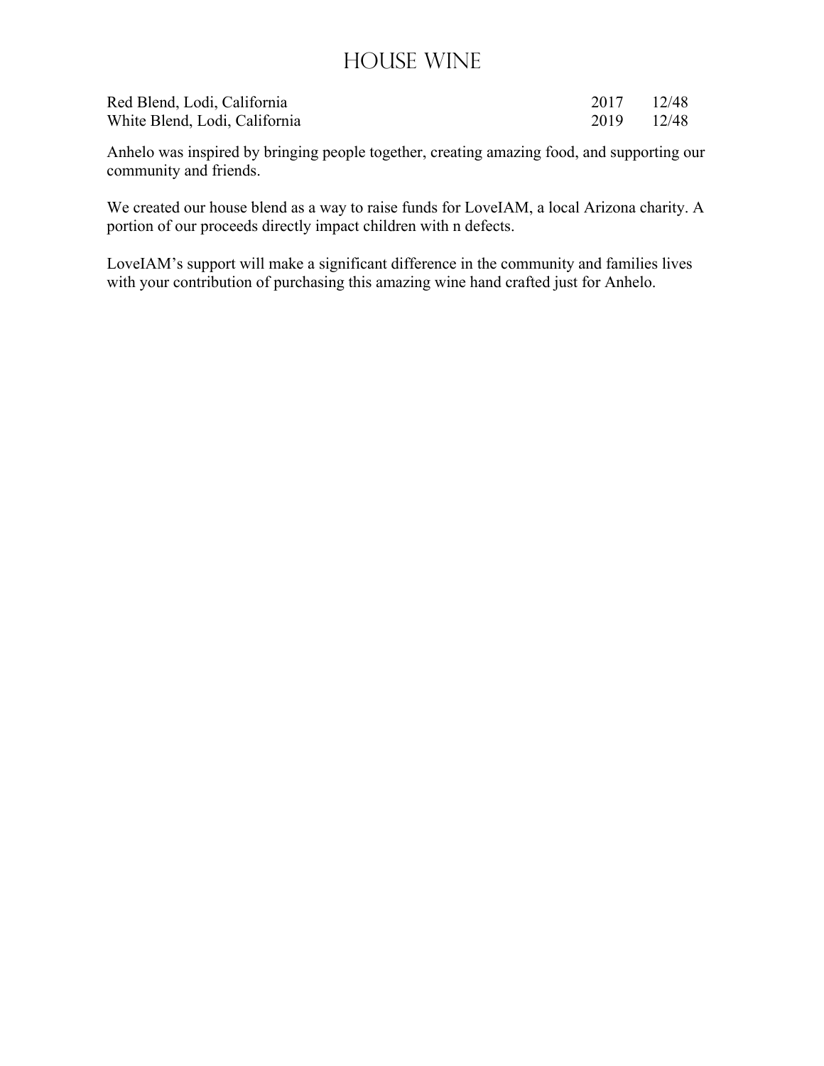# House Wine

| | | |
|---|---|---|
| Red Blend, Lodi, California | 2017 | 12/48 |
| White Blend, Lodi, California | 2019 | 12/48 |

Anhelo was inspired by bringing people together, creating amazing food, and supporting our community and friends.

We created our house blend as a way to raise funds for LoveIAM, a local Arizona charity. A portion of our proceeds directly impact children with n defects.

LoveIAM's support will make a significant difference in the community and families lives with your contribution of purchasing this amazing wine hand crafted just for Anhelo.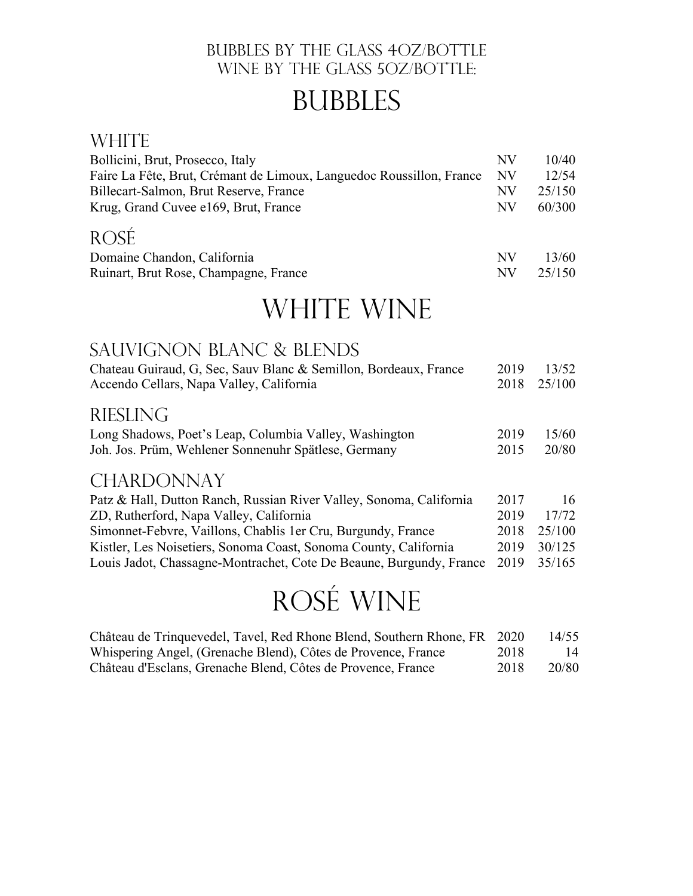Bubbles by the glass 4oz/Bottle
Wine by the glass 5oz/Bottle:

# Bubbles

## White

| | | |
|---|---|---|
| Bollicini, Brut, Prosecco, Italy | NV | 10/40 |
| Faire La Fête, Brut, Crémant de Limoux, Languedoc Roussillon, France | NV | 12/54 |
| Billecart-Salmon, Brut Reserve, France | NV | 25/150 |
| Krug, Grand Cuvee e169, Brut, France | NV | 60/300 |

## Rosé

| | | |
|---|---|---|
| Domaine Chandon, California | NV | 13/60 |
| Ruinart, Brut Rose, Champagne, France | NV | 25/150 |

# White Wine

## Sauvignon Blanc & Blends

| | | |
|---|---|---|
| Chateau Guiraud, G, Sec, Sauv Blanc & Semillon, Bordeaux, France | 2019 | 13/52 |
| Accendo Cellars, Napa Valley, California | 2018 | 25/100 |

## Riesling

| | | |
|---|---|---|
| Long Shadows, Poet's Leap, Columbia Valley, Washington | 2019 | 15/60 |
| Joh. Jos. Prüm, Wehlener Sonnenuhr Spätlese, Germany | 2015 | 20/80 |

## Chardonnay

| | | |
|---|---|---|
| Patz & Hall, Dutton Ranch, Russian River Valley, Sonoma, California | 2017 | 16 |
| ZD, Rutherford, Napa Valley, California | 2019 | 17/72 |
| Simonnet-Febvre, Vaillons, Chablis 1er Cru, Burgundy, France | 2018 | 25/100 |
| Kistler, Les Noisetiers, Sonoma Coast, Sonoma County, California | 2019 | 30/125 |
| Louis Jadot, Chassagne-Montrachet, Cote De Beaune, Burgundy, France | 2019 | 35/165 |

# Rosé Wine

| | | |
|---|---|---|
| Château de Trinquevedel, Tavel, Red Rhone Blend, Southern Rhone, FR | 2020 | 14/55 |
| Whispering Angel, (Grenache Blend), Côtes de Provence, France | 2018 | 14 |
| Château d'Esclans, Grenache Blend, Côtes de Provence, France | 2018 | 20/80 |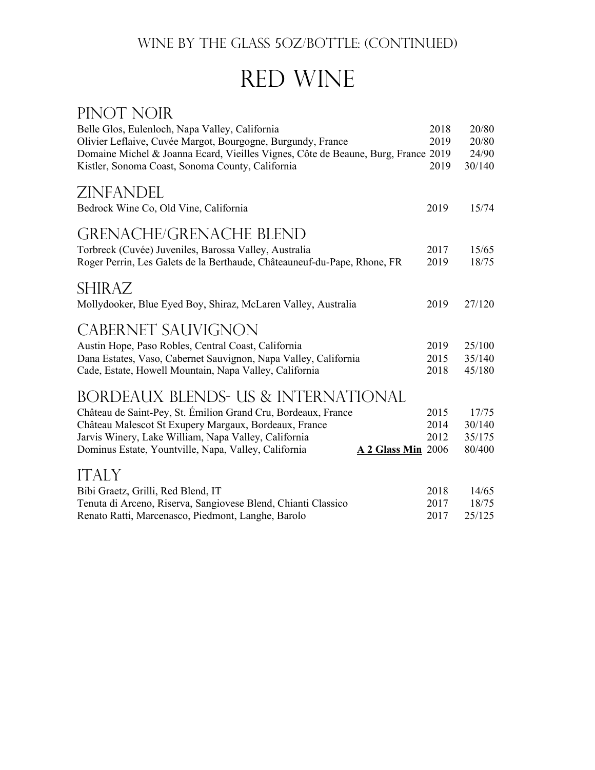## Wine by the Glass 5oz/Bottle: (Continued)

# Red Wine

## Pinot Noir

| | | |
|---|---|---|
| Belle Glos, Eulenloch, Napa Valley, California | 2018 | 20/80 |
| Olivier Leflaive, Cuvée Margot, Bourgogne, Burgundy, France | 2019 | 20/80 |
| Domaine Michel & Joanna Ecard, Vieilles Vignes, Côte de Beaune, Burg, France | 2019 | 24/90 |
| Kistler, Sonoma Coast, Sonoma County, California | 2019 | 30/140 |

## Zinfandel

| | | |
|---|---|---|
| Bedrock Wine Co, Old Vine, California | 2019 | 15/74 |

## Grenache/Grenache Blend

| | | |
|---|---|---|
| Torbreck (Cuvée) Juveniles, Barossa Valley, Australia | 2017 | 15/65 |
| Roger Perrin, Les Galets de la Berthaude, Châteauneuf-du-Pape, Rhone, FR | 2019 | 18/75 |

## Shiraz

| | | |
|---|---|---|
| Mollydooker, Blue Eyed Boy, Shiraz, McLaren Valley, Australia | 2019 | 27/120 |

## Cabernet Sauvignon

| | | |
|---|---|---|
| Austin Hope, Paso Robles, Central Coast, California | 2019 | 25/100 |
| Dana Estates, Vaso, Cabernet Sauvignon, Napa Valley, California | 2015 | 35/140 |
| Cade, Estate, Howell Mountain, Napa Valley, California | 2018 | 45/180 |

## Bordeaux Blends- US & International

| | | |
|---|---|---|
| Château de Saint-Pey, St. Émilion Grand Cru, Bordeaux, France | 2015 | 17/75 |
| Château Malescot St Exupery Margaux, Bordeaux, France | 2014 | 30/140 |
| Jarvis Winery, Lake William, Napa Valley, California | 2012 | 35/175 |
| Dominus Estate, Yountville, Napa, Valley, California **A 2 Glass Min** | 2006 | 80/400 |

## Italy

| | | |
|---|---|---|
| Bibi Graetz, Grilli, Red Blend, IT | 2018 | 14/65 |
| Tenuta di Arceno, Riserva, Sangiovese Blend, Chianti Classico | 2017 | 18/75 |
| Renato Ratti, Marcenasco, Piedmont, Langhe, Barolo | 2017 | 25/125 |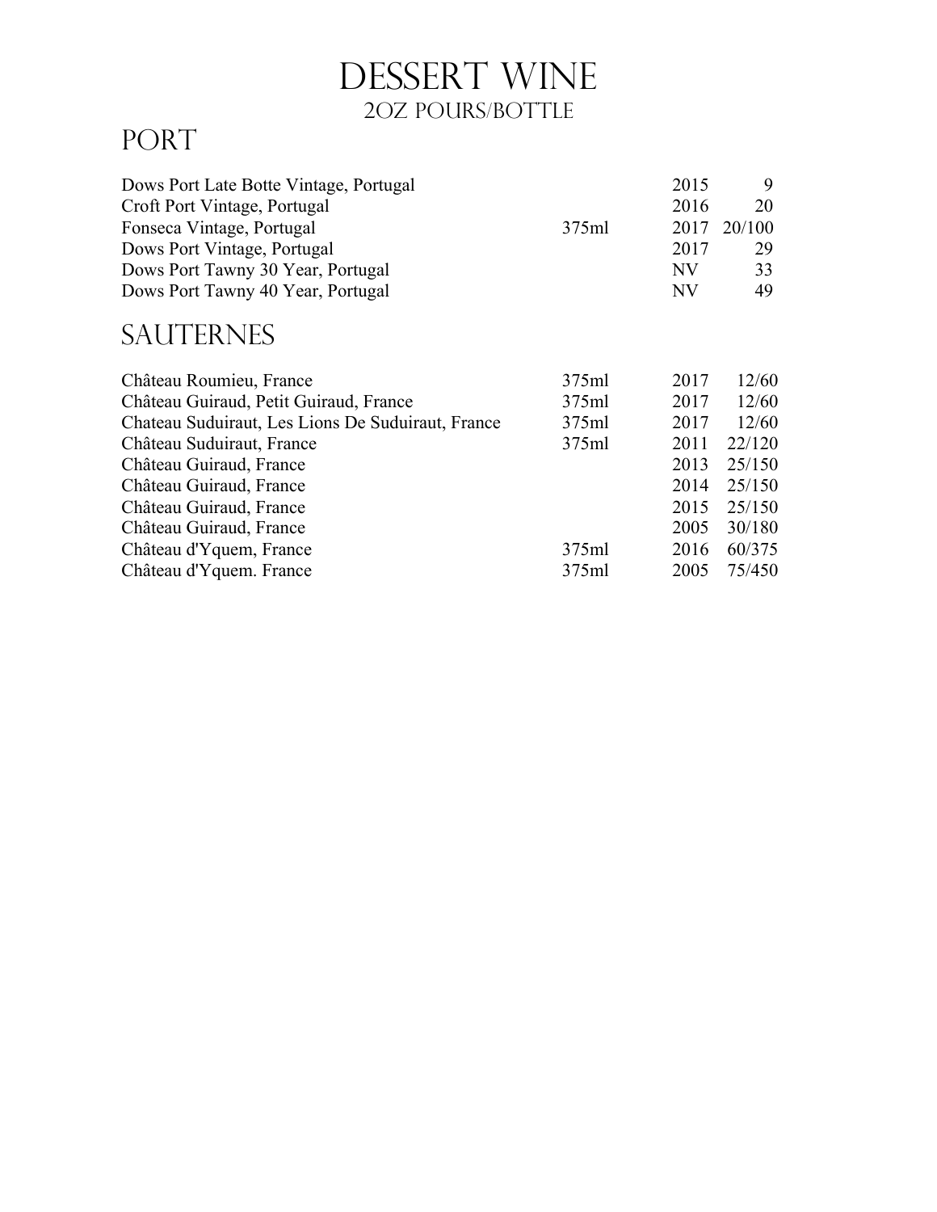# Dessert Wine

### 2oz Pours/Bottle

## Port

| | | | |
|---|---|---|---|
| Dows Port Late Botte Vintage, Portugal | | 2015 | 9 |
| Croft Port Vintage, Portugal | | 2016 | 20 |
| Fonseca Vintage, Portugal | 375ml | 2017 | 20/100 |
| Dows Port Vintage, Portugal | | 2017 | 29 |
| Dows Port Tawny 30 Year, Portugal | | NV | 33 |
| Dows Port Tawny 40 Year, Portugal | | NV | 49 |

## Sauternes

| | | | |
|---|---|---|---|
| Château Roumieu, France | 375ml | 2017 | 12/60 |
| Château Guiraud, Petit Guiraud, France | 375ml | 2017 | 12/60 |
| Chateau Suduiraut, Les Lions De Suduiraut, France | 375ml | 2017 | 12/60 |
| Château Suduiraut, France | 375ml | 2011 | 22/120 |
| Château Guiraud, France | | 2013 | 25/150 |
| Château Guiraud, France | | 2014 | 25/150 |
| Château Guiraud, France | | 2015 | 25/150 |
| Château Guiraud, France | | 2005 | 30/180 |
| Château d'Yquem, France | 375ml | 2016 | 60/375 |
| Château d'Yquem. France | 375ml | 2005 | 75/450 |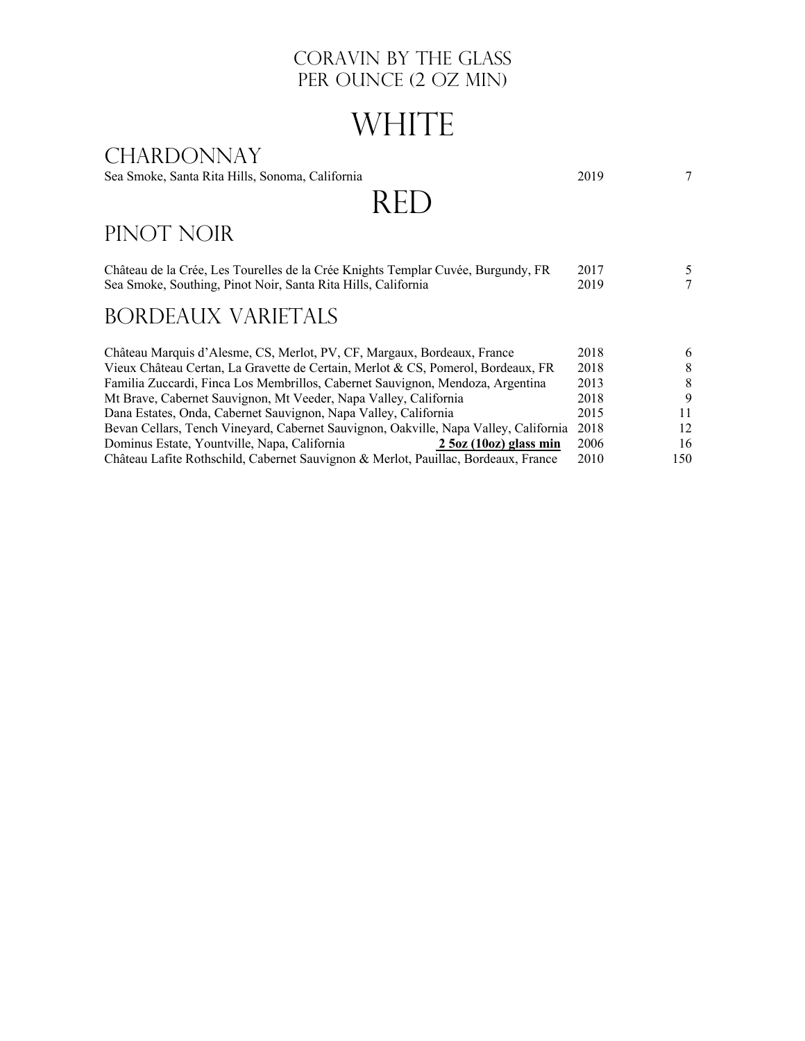# Coravin by the Glass
# Per Ounce (2 oz min)

# White

## Chardonnay

| | | |
|---|---|---|
| Sea Smoke, Santa Rita Hills, Sonoma, California | 2019 | 7 |

# Red

## Pinot Noir

| | | |
|---|---|---|
| Château de la Crée, Les Tourelles de la Crée Knights Templar Cuvée, Burgundy, FR | 2017 | 5 |
| Sea Smoke, Southing, Pinot Noir, Santa Rita Hills, California | 2019 | 7 |

## Bordeaux Varietals

| | | |
|---|---|---|
| Château Marquis d'Alesme, CS, Merlot, PV, CF, Margaux, Bordeaux, France | 2018 | 6 |
| Vieux Château Certan, La Gravette de Certain, Merlot & CS, Pomerol, Bordeaux, FR | 2018 | 8 |
| Familia Zuccardi, Finca Los Membrillos, Cabernet Sauvignon, Mendoza, Argentina | 2013 | 8 |
| Mt Brave, Cabernet Sauvignon, Mt Veeder, Napa Valley, California | 2018 | 9 |
| Dana Estates, Onda, Cabernet Sauvignon, Napa Valley, California | 2015 | 11 |
| Bevan Cellars, Tench Vineyard, Cabernet Sauvignon, Oakville, Napa Valley, California | 2018 | 12 |
| Dominus Estate, Yountville, Napa, California **2 5oz (10oz) glass min** | 2006 | 16 |
| Château Lafite Rothschild, Cabernet Sauvignon & Merlot, Pauillac, Bordeaux, France | 2010 | 150 |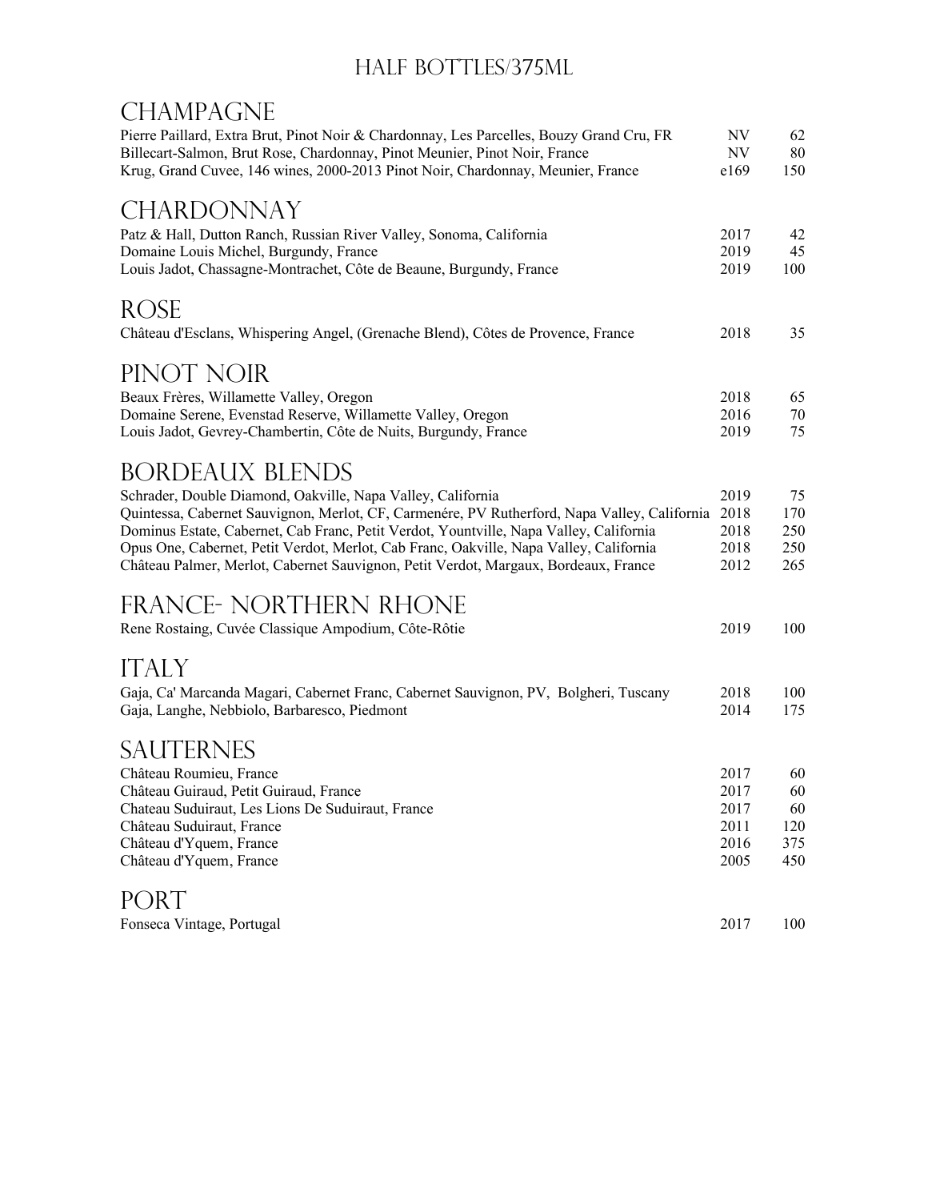# HALF BOTTLES/375ML

## CHAMPAGNE

| | | |
|---|---|---|
| Pierre Paillard, Extra Brut, Pinot Noir & Chardonnay, Les Parcelles, Bouzy Grand Cru, FR | NV | 62 |
| Billecart-Salmon, Brut Rose, Chardonnay, Pinot Meunier, Pinot Noir, France | NV | 80 |
| Krug, Grand Cuvee, 146 wines, 2000-2013 Pinot Noir, Chardonnay, Meunier, France | e169 | 150 |

## CHARDONNAY

| | | |
|---|---|---|
| Patz & Hall, Dutton Ranch, Russian River Valley, Sonoma, California | 2017 | 42 |
| Domaine Louis Michel, Burgundy, France | 2019 | 45 |
| Louis Jadot, Chassagne-Montrachet, Côte de Beaune, Burgundy, France | 2019 | 100 |

## ROSE

| | | |
|---|---|---|
| Château d'Esclans, Whispering Angel, (Grenache Blend), Côtes de Provence, France | 2018 | 35 |

## PINOT NOIR

| | | |
|---|---|---|
| Beaux Frères, Willamette Valley, Oregon | 2018 | 65 |
| Domaine Serene, Evenstad Reserve, Willamette Valley, Oregon | 2016 | 70 |
| Louis Jadot, Gevrey-Chambertin, Côte de Nuits, Burgundy, France | 2019 | 75 |

## BORDEAUX BLENDS

| | | |
|---|---|---|
| Schrader, Double Diamond, Oakville, Napa Valley, California | 2019 | 75 |
| Quintessa, Cabernet Sauvignon, Merlot, CF, Carmenére, PV Rutherford, Napa Valley, California | 2018 | 170 |
| Dominus Estate, Cabernet, Cab Franc, Petit Verdot, Yountville, Napa Valley, California | 2018 | 250 |
| Opus One, Cabernet, Petit Verdot, Merlot, Cab Franc, Oakville, Napa Valley, California | 2018 | 250 |
| Château Palmer, Merlot, Cabernet Sauvignon, Petit Verdot, Margaux, Bordeaux, France | 2012 | 265 |

## FRANCE- NORTHERN RHONE

| | | |
|---|---|---|
| Rene Rostaing, Cuvée Classique Ampodium, Côte-Rôtie | 2019 | 100 |

## ITALY

| | | |
|---|---|---|
| Gaja, Ca' Marcanda Magari, Cabernet Franc, Cabernet Sauvignon, PV, Bolgheri, Tuscany | 2018 | 100 |
| Gaja, Langhe, Nebbiolo, Barbaresco, Piedmont | 2014 | 175 |

## SAUTERNES

| | | |
|---|---|---|
| Château Roumieu, France | 2017 | 60 |
| Château Guiraud, Petit Guiraud, France | 2017 | 60 |
| Chateau Suduiraut, Les Lions De Suduiraut, France | 2017 | 60 |
| Château Suduiraut, France | 2011 | 120 |
| Château d'Yquem, France | 2016 | 375 |
| Château d'Yquem, France | 2005 | 450 |

## PORT

| | | |
|---|---|---|
| Fonseca Vintage, Portugal | 2017 | 100 |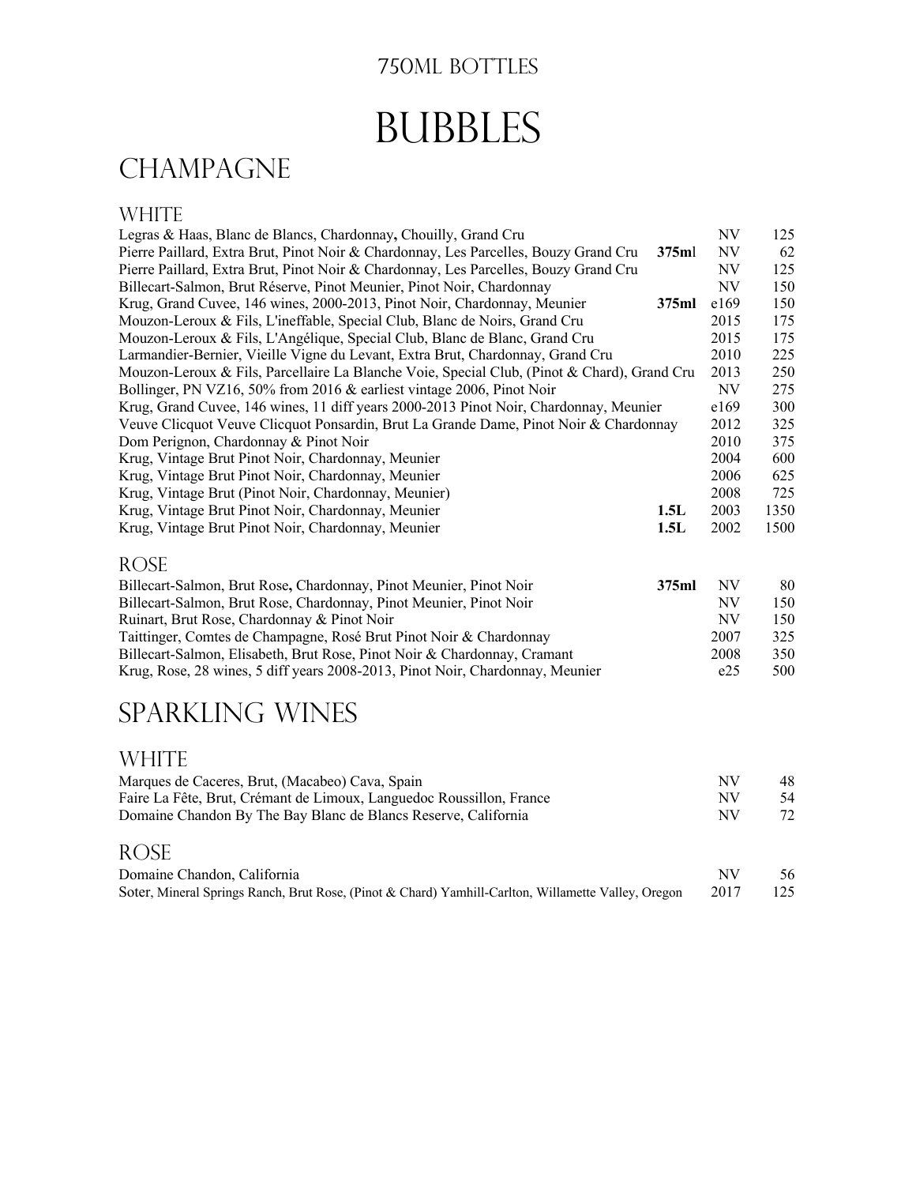750ML BOTTLES

# BUBBLES

## CHAMPAGNE

### WHITE

| Wine | Size | Vintage | Price |
|---|---|---|---|
| Legras & Haas, Blanc de Blancs, Chardonnay**,** Chouilly, Grand Cru | | NV | 125 |
| Pierre Paillard, Extra Brut, Pinot Noir & Chardonnay, Les Parcelles, Bouzy Grand Cru | **375m**l | NV | 62 |
| Pierre Paillard, Extra Brut, Pinot Noir & Chardonnay, Les Parcelles, Bouzy Grand Cru | | NV | 125 |
| Billecart-Salmon, Brut Réserve, Pinot Meunier, Pinot Noir, Chardonnay | | NV | 150 |
| Krug, Grand Cuvee, 146 wines, 2000-2013, Pinot Noir, Chardonnay, Meunier | **375ml** | e169 | 150 |
| Mouzon-Leroux & Fils, L'ineffable, Special Club, Blanc de Noirs, Grand Cru | | 2015 | 175 |
| Mouzon-Leroux & Fils, L'Angélique, Special Club, Blanc de Blanc, Grand Cru | | 2015 | 175 |
| Larmandier-Bernier, Vieille Vigne du Levant, Extra Brut, Chardonnay, Grand Cru | | 2010 | 225 |
| Mouzon-Leroux & Fils, Parcellaire La Blanche Voie, Special Club, (Pinot & Chard), Grand Cru | | 2013 | 250 |
| Bollinger, PN VZ16, 50% from 2016 & earliest vintage 2006, Pinot Noir | | NV | 275 |
| Krug, Grand Cuvee, 146 wines, 11 diff years 2000-2013 Pinot Noir, Chardonnay, Meunier | | e169 | 300 |
| Veuve Clicquot Veuve Clicquot Ponsardin, Brut La Grande Dame, Pinot Noir & Chardonnay | | 2012 | 325 |
| Dom Perignon, Chardonnay & Pinot Noir | | 2010 | 375 |
| Krug, Vintage Brut Pinot Noir, Chardonnay, Meunier | | 2004 | 600 |
| Krug, Vintage Brut Pinot Noir, Chardonnay, Meunier | | 2006 | 625 |
| Krug, Vintage Brut (Pinot Noir, Chardonnay, Meunier) | | 2008 | 725 |
| Krug, Vintage Brut Pinot Noir, Chardonnay, Meunier | **1.5L** | 2003 | 1350 |
| Krug, Vintage Brut Pinot Noir, Chardonnay, Meunier | **1.5L** | 2002 | 1500 |

### ROSE

| Wine | Size | Vintage | Price |
|---|---|---|---|
| Billecart-Salmon, Brut Rose**,** Chardonnay, Pinot Meunier, Pinot Noir | **375ml** | NV | 80 |
| Billecart-Salmon, Brut Rose, Chardonnay, Pinot Meunier, Pinot Noir | | NV | 150 |
| Ruinart, Brut Rose, Chardonnay & Pinot Noir | | NV | 150 |
| Taittinger, Comtes de Champagne, Rosé Brut Pinot Noir & Chardonnay | | 2007 | 325 |
| Billecart-Salmon, Elisabeth, Brut Rose, Pinot Noir & Chardonnay, Cramant | | 2008 | 350 |
| Krug, Rose, 28 wines, 5 diff years 2008-2013, Pinot Noir, Chardonnay, Meunier | | e25 | 500 |

## SPARKLING WINES

### WHITE

| Wine | Vintage | Price |
|---|---|---|
| Marques de Caceres, Brut, (Macabeo) Cava, Spain | NV | 48 |
| Faire La Fête, Brut, Crémant de Limoux, Languedoc Roussillon, France | NV | 54 |
| Domaine Chandon By The Bay Blanc de Blancs Reserve, California | NV | 72 |

### ROSE

| Wine | Vintage | Price |
|---|---|---|
| Domaine Chandon, California | NV | 56 |
| Soter, Mineral Springs Ranch, Brut Rose, (Pinot & Chard) Yamhill-Carlton, Willamette Valley, Oregon | 2017 | 125 |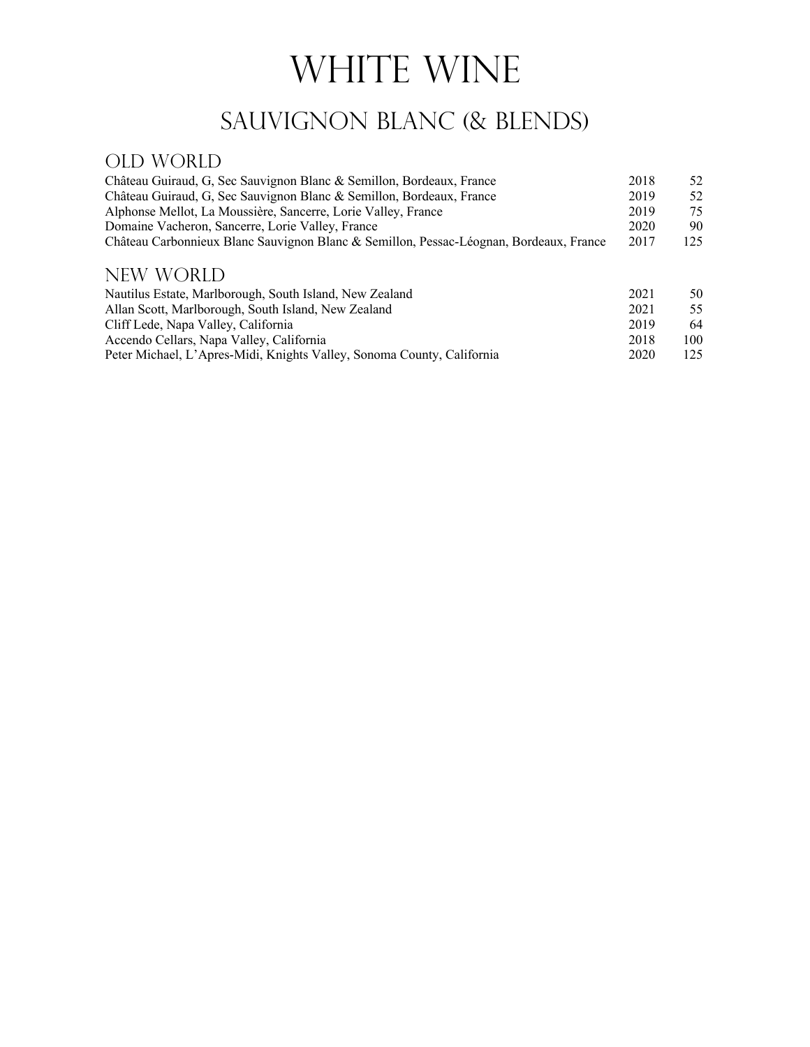# White Wine

## Sauvignon Blanc (& Blends)

### Old World

| Wine | Vintage | Price |
|---|---|---|
| Château Guiraud, G, Sec Sauvignon Blanc & Semillon, Bordeaux, France | 2018 | 52 |
| Château Guiraud, G, Sec Sauvignon Blanc & Semillon, Bordeaux, France | 2019 | 52 |
| Alphonse Mellot, La Moussière, Sancerre, Lorie Valley, France | 2019 | 75 |
| Domaine Vacheron, Sancerre, Lorie Valley, France | 2020 | 90 |
| Château Carbonnieux Blanc Sauvignon Blanc & Semillon, Pessac-Léognan, Bordeaux, France | 2017 | 125 |

### New World

| Wine | Vintage | Price |
|---|---|---|
| Nautilus Estate, Marlborough, South Island, New Zealand | 2021 | 50 |
| Allan Scott, Marlborough, South Island, New Zealand | 2021 | 55 |
| Cliff Lede, Napa Valley, California | 2019 | 64 |
| Accendo Cellars, Napa Valley, California | 2018 | 100 |
| Peter Michael, L'Apres-Midi, Knights Valley, Sonoma County, California | 2020 | 125 |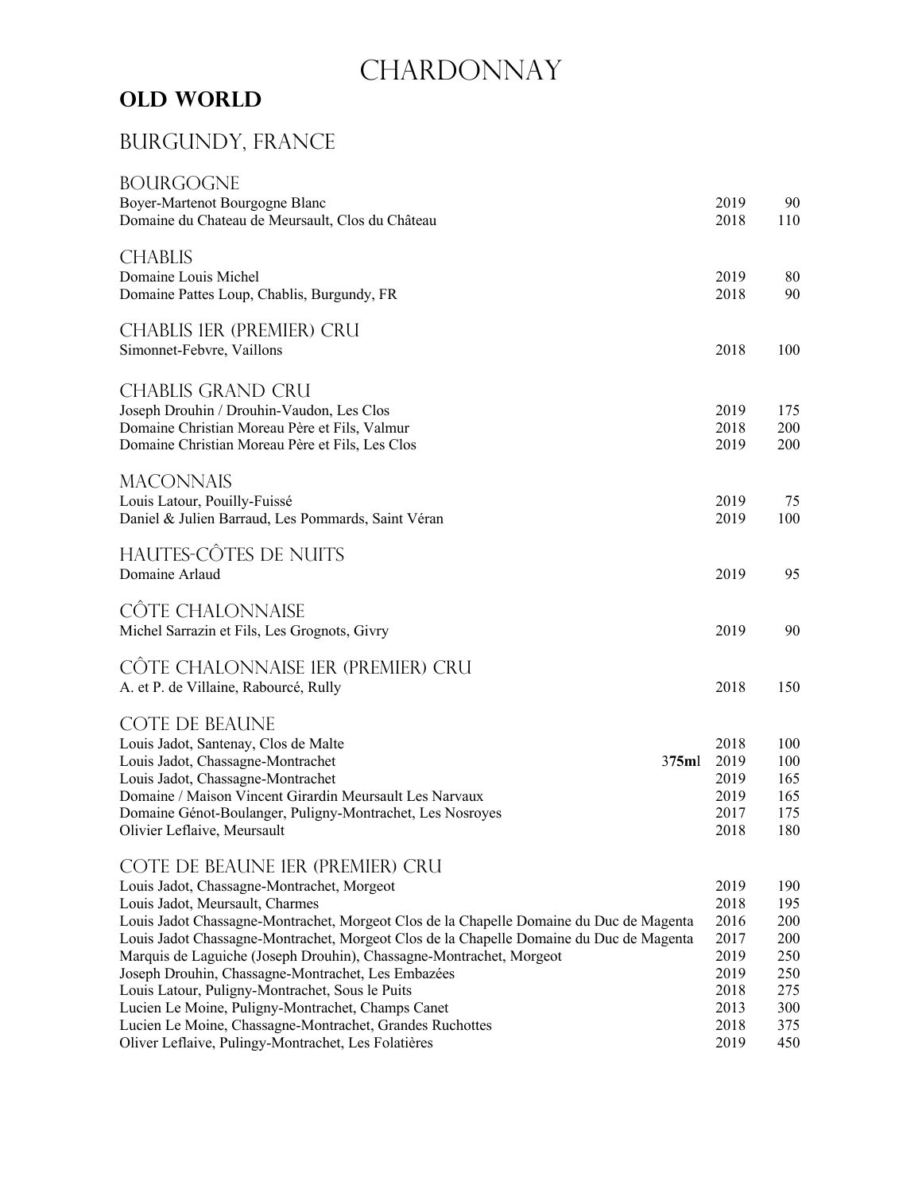# CHARDONNAY

## OLD WORLD

## BURGUNDY, FRANCE

### BOURGOGNE

| | | |
|---|---|---|
| Boyer-Martenot Bourgogne Blanc | 2019 | 90 |
| Domaine du Chateau de Meursault, Clos du Château | 2018 | 110 |

### CHABLIS

| | | |
|---|---|---|
| Domaine Louis Michel | 2019 | 80 |
| Domaine Pattes Loup, Chablis, Burgundy, FR | 2018 | 90 |

### CHABLIS 1ER (PREMIER) CRU

| | | |
|---|---|---|
| Simonnet-Febvre, Vaillons | 2018 | 100 |

### CHABLIS GRAND CRU

| | | |
|---|---|---|
| Joseph Drouhin / Drouhin-Vaudon, Les Clos | 2019 | 175 |
| Domaine Christian Moreau Père et Fils, Valmur | 2018 | 200 |
| Domaine Christian Moreau Père et Fils, Les Clos | 2019 | 200 |

### MACONNAIS

| | | |
|---|---|---|
| Louis Latour, Pouilly-Fuissé | 2019 | 75 |
| Daniel & Julien Barraud, Les Pommards, Saint Véran | 2019 | 100 |

### HAUTES-CÔTES DE NUITS

| | | |
|---|---|---|
| Domaine Arlaud | 2019 | 95 |

### CÔTE CHALONNAISE

| | | |
|---|---|---|
| Michel Sarrazin et Fils, Les Grognots, Givry | 2019 | 90 |

### CÔTE CHALONNAISE 1ER (PREMIER) CRU

| | | |
|---|---|---|
| A. et P. de Villaine, Rabourcé, Rully | 2018 | 150 |

### COTE DE BEAUNE

| | | |
|---|---|---|
| Louis Jadot, Santenay, Clos de Malte | 2018 | 100 |
| Louis Jadot, Chassagne-Montrachet **375ml** | 2019 | 100 |
| Louis Jadot, Chassagne-Montrachet | 2019 | 165 |
| Domaine / Maison Vincent Girardin Meursault Les Narvaux | 2019 | 165 |
| Domaine Génot-Boulanger, Puligny-Montrachet, Les Nosroyes | 2017 | 175 |
| Olivier Leflaive, Meursault | 2018 | 180 |

### COTE DE BEAUNE 1ER (PREMIER) CRU

| | | |
|---|---|---|
| Louis Jadot, Chassagne-Montrachet, Morgeot | 2019 | 190 |
| Louis Jadot, Meursault, Charmes | 2018 | 195 |
| Louis Jadot Chassagne-Montrachet, Morgeot Clos de la Chapelle Domaine du Duc de Magenta | 2016 | 200 |
| Louis Jadot Chassagne-Montrachet, Morgeot Clos de la Chapelle Domaine du Duc de Magenta | 2017 | 200 |
| Marquis de Laguiche (Joseph Drouhin), Chassagne-Montrachet, Morgeot | 2019 | 250 |
| Joseph Drouhin, Chassagne-Montrachet, Les Embazées | 2019 | 250 |
| Louis Latour, Puligny-Montrachet, Sous le Puits | 2018 | 275 |
| Lucien Le Moine, Puligny-Montrachet, Champs Canet | 2013 | 300 |
| Lucien Le Moine, Chassagne-Montrachet, Grandes Ruchottes | 2018 | 375 |
| Oliver Leflaive, Pulingy-Montrachet, Les Folatières | 2019 | 450 |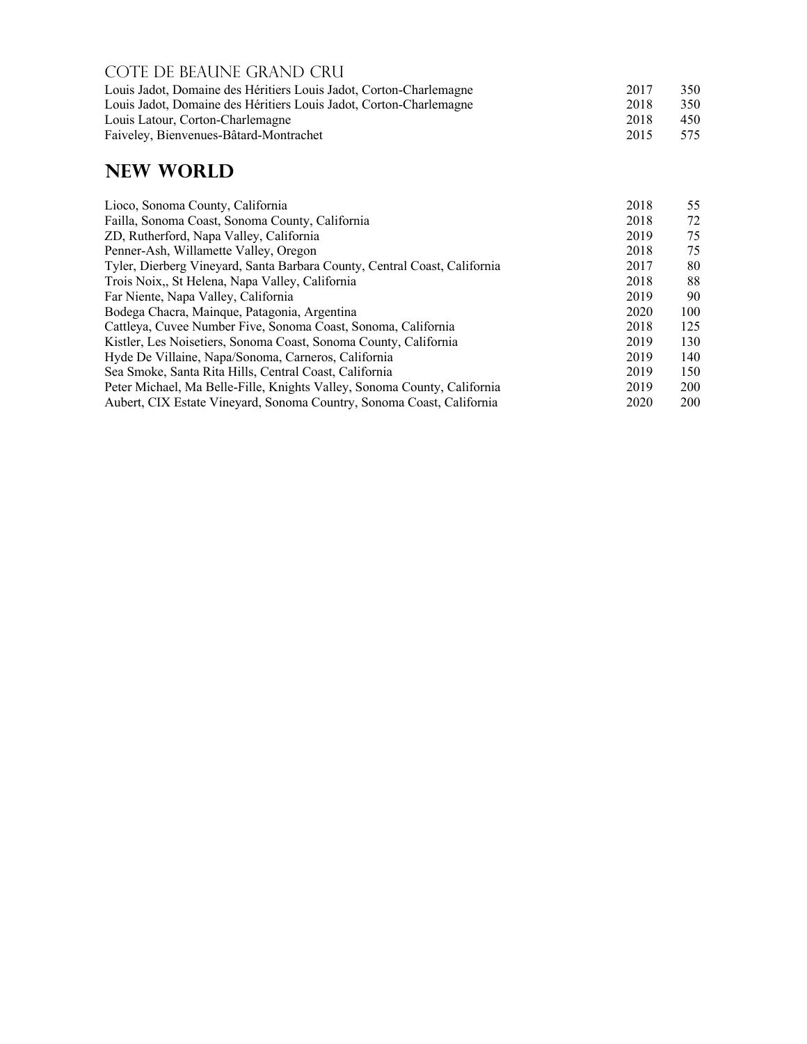### Cote de Beaune Grand Cru

| | | |
|---|---|---|
| Louis Jadot, Domaine des Héritiers Louis Jadot, Corton-Charlemagne | 2017 | 350 |
| Louis Jadot, Domaine des Héritiers Louis Jadot, Corton-Charlemagne | 2018 | 350 |
| Louis Latour, Corton-Charlemagne | 2018 | 450 |
| Faiveley, Bienvenues-Bâtard-Montrachet | 2015 | 575 |

## New World

| | | |
|---|---|---|
| Lioco, Sonoma County, California | 2018 | 55 |
| Failla, Sonoma Coast, Sonoma County, California | 2018 | 72 |
| ZD, Rutherford, Napa Valley, California | 2019 | 75 |
| Penner-Ash, Willamette Valley, Oregon | 2018 | 75 |
| Tyler, Dierberg Vineyard, Santa Barbara County, Central Coast, California | 2017 | 80 |
| Trois Noix,, St Helena, Napa Valley, California | 2018 | 88 |
| Far Niente, Napa Valley, California | 2019 | 90 |
| Bodega Chacra, Mainque, Patagonia, Argentina | 2020 | 100 |
| Cattleya, Cuvee Number Five, Sonoma Coast, Sonoma, California | 2018 | 125 |
| Kistler, Les Noisetiers, Sonoma Coast, Sonoma County, California | 2019 | 130 |
| Hyde De Villaine, Napa/Sonoma, Carneros, California | 2019 | 140 |
| Sea Smoke, Santa Rita Hills, Central Coast, California | 2019 | 150 |
| Peter Michael, Ma Belle-Fille, Knights Valley, Sonoma County, California | 2019 | 200 |
| Aubert, CIX Estate Vineyard, Sonoma Country, Sonoma Coast, California | 2020 | 200 |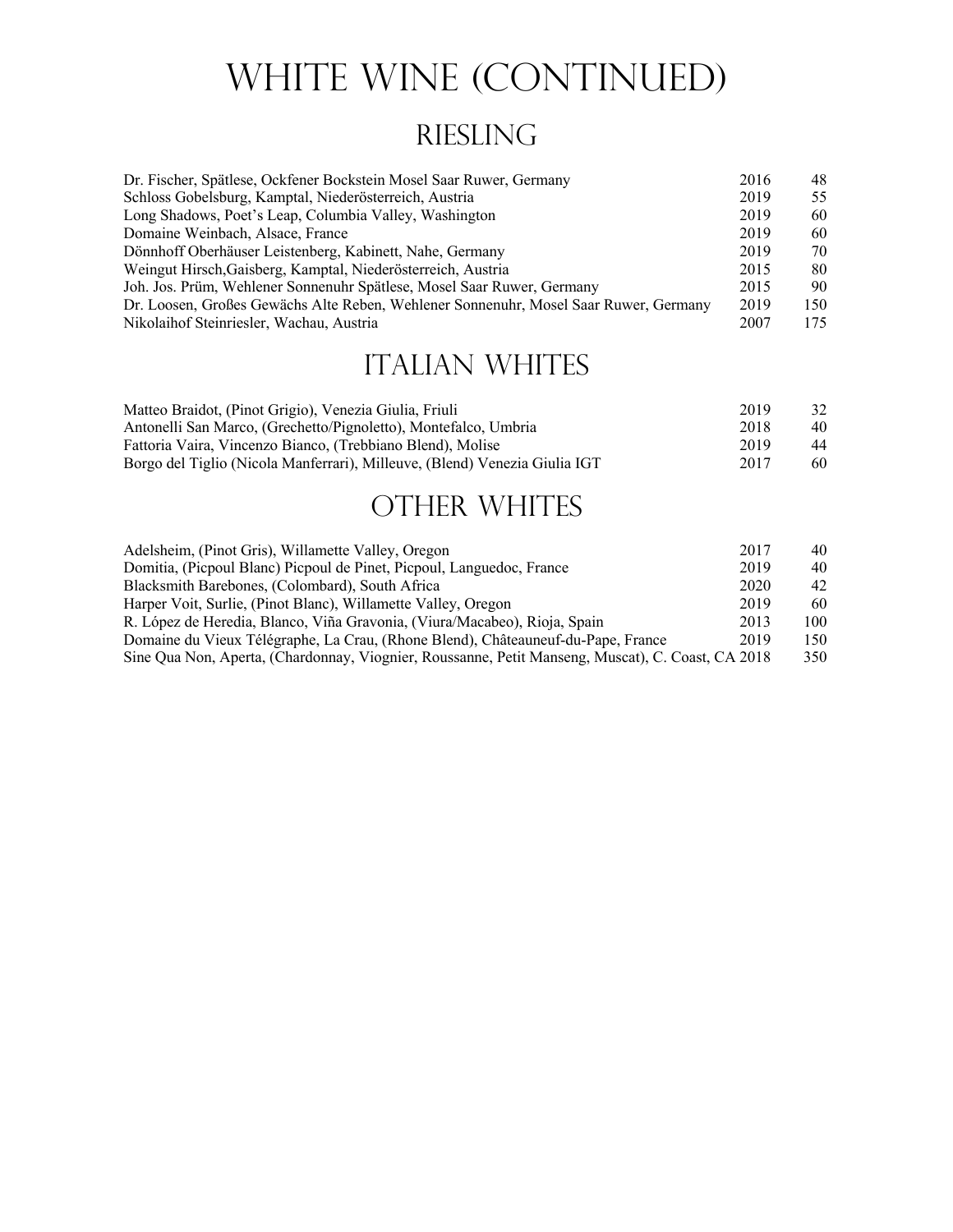# White Wine (Continued)

## Riesling

| Wine | Vintage | Price |
|---|---|---|
| Dr. Fischer, Spätlese, Ockfener Bockstein Mosel Saar Ruwer, Germany | 2016 | 48 |
| Schloss Gobelsburg, Kamptal, Niederösterreich, Austria | 2019 | 55 |
| Long Shadows, Poet's Leap, Columbia Valley, Washington | 2019 | 60 |
| Domaine Weinbach, Alsace, France | 2019 | 60 |
| Dönnhoff Oberhäuser Leistenberg, Kabinett, Nahe, Germany | 2019 | 70 |
| Weingut Hirsch,Gaisberg, Kamptal, Niederösterreich, Austria | 2015 | 80 |
| Joh. Jos. Prüm, Wehlener Sonnenuhr Spätlese, Mosel Saar Ruwer, Germany | 2015 | 90 |
| Dr. Loosen, Großes Gewächs Alte Reben, Wehlener Sonnenuhr, Mosel Saar Ruwer, Germany | 2019 | 150 |
| Nikolaihof Steinriesler, Wachau, Austria | 2007 | 175 |

## Italian Whites

| Wine | Vintage | Price |
|---|---|---|
| Matteo Braidot, (Pinot Grigio), Venezia Giulia, Friuli | 2019 | 32 |
| Antonelli San Marco, (Grechetto/Pignoletto), Montefalco, Umbria | 2018 | 40 |
| Fattoria Vaira, Vincenzo Bianco, (Trebbiano Blend), Molise | 2019 | 44 |
| Borgo del Tiglio (Nicola Manferrari), Milleuve, (Blend) Venezia Giulia IGT | 2017 | 60 |

## Other Whites

| Wine | Vintage | Price |
|---|---|---|
| Adelsheim, (Pinot Gris), Willamette Valley, Oregon | 2017 | 40 |
| Domitia, (Picpoul Blanc) Picpoul de Pinet, Picpoul, Languedoc, France | 2019 | 40 |
| Blacksmith Barebones, (Colombard), South Africa | 2020 | 42 |
| Harper Voit, Surlie, (Pinot Blanc), Willamette Valley, Oregon | 2019 | 60 |
| R. López de Heredia, Blanco, Viña Gravonia, (Viura/Macabeo), Rioja, Spain | 2013 | 100 |
| Domaine du Vieux Télégraphe, La Crau, (Rhone Blend), Châteauneuf-du-Pape, France | 2019 | 150 |
| Sine Qua Non, Aperta, (Chardonnay, Viognier, Roussanne, Petit Manseng, Muscat), C. Coast, CA | 2018 | 350 |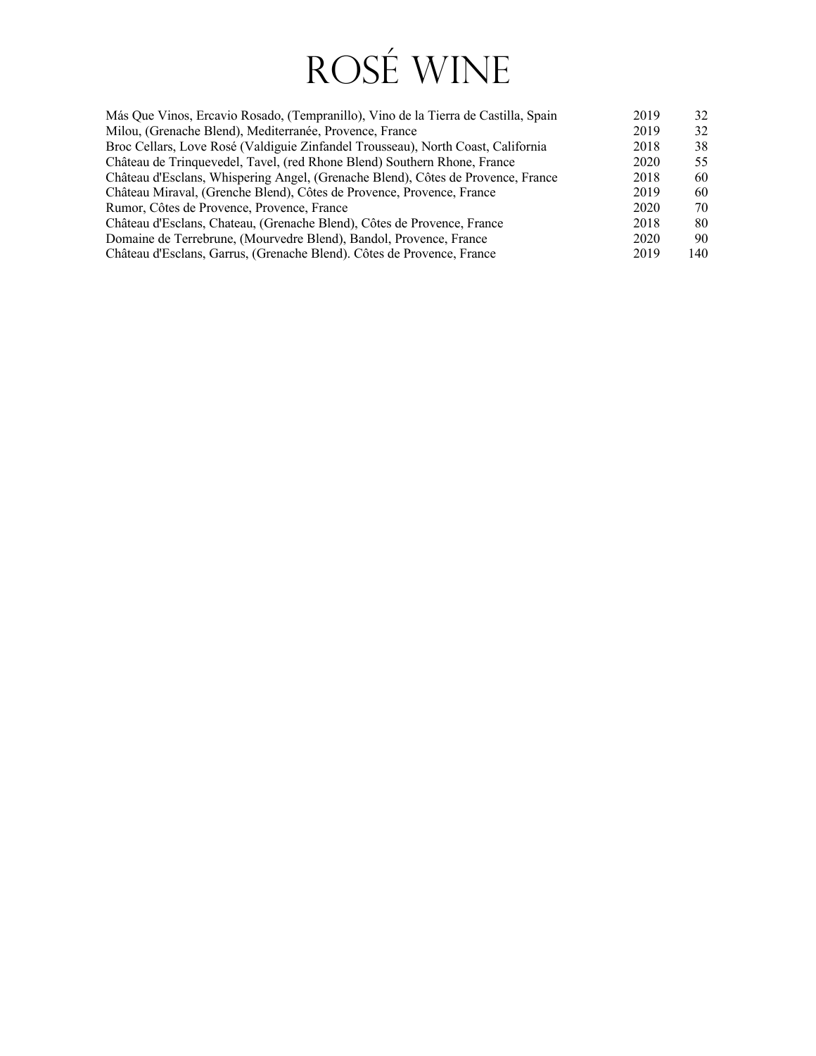# ROSÉ WINE

| | | |
|---|---|---|
| Más Que Vinos, Ercavio Rosado, (Tempranillo), Vino de la Tierra de Castilla, Spain | 2019 | 32 |
| Milou, (Grenache Blend), Mediterranée, Provence, France | 2019 | 32 |
| Broc Cellars, Love Rosé (Valdiguie Zinfandel Trousseau), North Coast, California | 2018 | 38 |
| Château de Trinquevedel, Tavel, (red Rhone Blend) Southern Rhone, France | 2020 | 55 |
| Château d'Esclans, Whispering Angel, (Grenache Blend), Côtes de Provence, France | 2018 | 60 |
| Château Miraval, (Grenche Blend), Côtes de Provence, Provence, France | 2019 | 60 |
| Rumor, Côtes de Provence, Provence, France | 2020 | 70 |
| Château d'Esclans, Chateau, (Grenache Blend), Côtes de Provence, France | 2018 | 80 |
| Domaine de Terrebrune, (Mourvedre Blend), Bandol, Provence, France | 2020 | 90 |
| Château d'Esclans, Garrus, (Grenache Blend). Côtes de Provence, France | 2019 | 140 |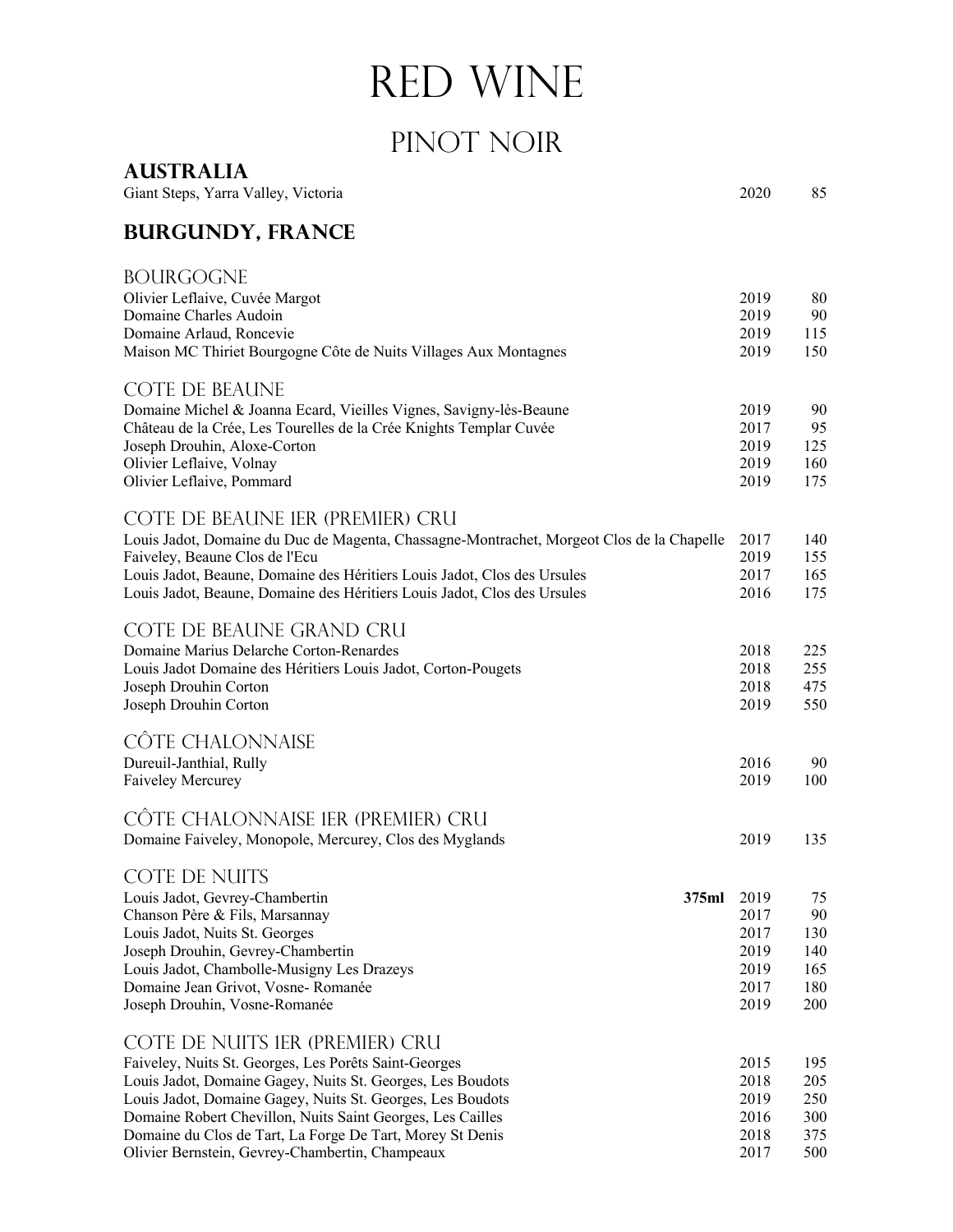# RED WINE

## PINOT NOIR

### AUSTRALIA

| | | |
|---|---|---|
| Giant Steps, Yarra Valley, Victoria | 2020 | 85 |

### BURGUNDY, FRANCE

#### BOURGOGNE

| | | |
|---|---|---|
| Olivier Leflaive, Cuvée Margot | 2019 | 80 |
| Domaine Charles Audoin | 2019 | 90 |
| Domaine Arlaud, Roncevie | 2019 | 115 |
| Maison MC Thiriet Bourgogne Côte de Nuits Villages Aux Montagnes | 2019 | 150 |

#### COTE DE BEAUNE

| | | |
|---|---|---|
| Domaine Michel & Joanna Ecard, Vieilles Vignes, Savigny-lès-Beaune | 2019 | 90 |
| Château de la Crée, Les Tourelles de la Crée Knights Templar Cuvée | 2017 | 95 |
| Joseph Drouhin, Aloxe-Corton | 2019 | 125 |
| Olivier Leflaive, Volnay | 2019 | 160 |
| Olivier Leflaive, Pommard | 2019 | 175 |

#### COTE DE BEAUNE 1ER (PREMIER) CRU

| | | |
|---|---|---|
| Louis Jadot, Domaine du Duc de Magenta, Chassagne-Montrachet, Morgeot Clos de la Chapelle | 2017 | 140 |
| Faiveley, Beaune Clos de l'Ecu | 2019 | 155 |
| Louis Jadot, Beaune, Domaine des Héritiers Louis Jadot, Clos des Ursules | 2017 | 165 |
| Louis Jadot, Beaune, Domaine des Héritiers Louis Jadot, Clos des Ursules | 2016 | 175 |

#### COTE DE BEAUNE GRAND CRU

| | | |
|---|---|---|
| Domaine Marius Delarche Corton-Renardes | 2018 | 225 |
| Louis Jadot Domaine des Héritiers Louis Jadot, Corton-Pougets | 2018 | 255 |
| Joseph Drouhin Corton | 2018 | 475 |
| Joseph Drouhin Corton | 2019 | 550 |

#### CÔTE CHALONNAISE

| | | |
|---|---|---|
| Dureuil-Janthial, Rully | 2016 | 90 |
| Faiveley Mercurey | 2019 | 100 |

#### CÔTE CHALONNAISE 1ER (PREMIER) CRU

| | | |
|---|---|---|
| Domaine Faiveley, Monopole, Mercurey, Clos des Myglands | 2019 | 135 |

#### COTE DE NUITS

| | | |
|---|---|---|
| Louis Jadot, Gevrey-Chambertin **375ml** | 2019 | 75 |
| Chanson Père & Fils, Marsannay | 2017 | 90 |
| Louis Jadot, Nuits St. Georges | 2017 | 130 |
| Joseph Drouhin, Gevrey-Chambertin | 2019 | 140 |
| Louis Jadot, Chambolle-Musigny Les Drazeys | 2019 | 165 |
| Domaine Jean Grivot, Vosne- Romanée | 2017 | 180 |
| Joseph Drouhin, Vosne-Romanée | 2019 | 200 |

#### COTE DE NUITS 1ER (PREMIER) CRU

| | | |
|---|---|---|
| Faiveley, Nuits St. Georges, Les Porêts Saint-Georges | 2015 | 195 |
| Louis Jadot, Domaine Gagey, Nuits St. Georges, Les Boudots | 2018 | 205 |
| Louis Jadot, Domaine Gagey, Nuits St. Georges, Les Boudots | 2019 | 250 |
| Domaine Robert Chevillon, Nuits Saint Georges, Les Cailles | 2016 | 300 |
| Domaine du Clos de Tart, La Forge De Tart, Morey St Denis | 2018 | 375 |
| Olivier Bernstein, Gevrey-Chambertin, Champeaux | 2017 | 500 |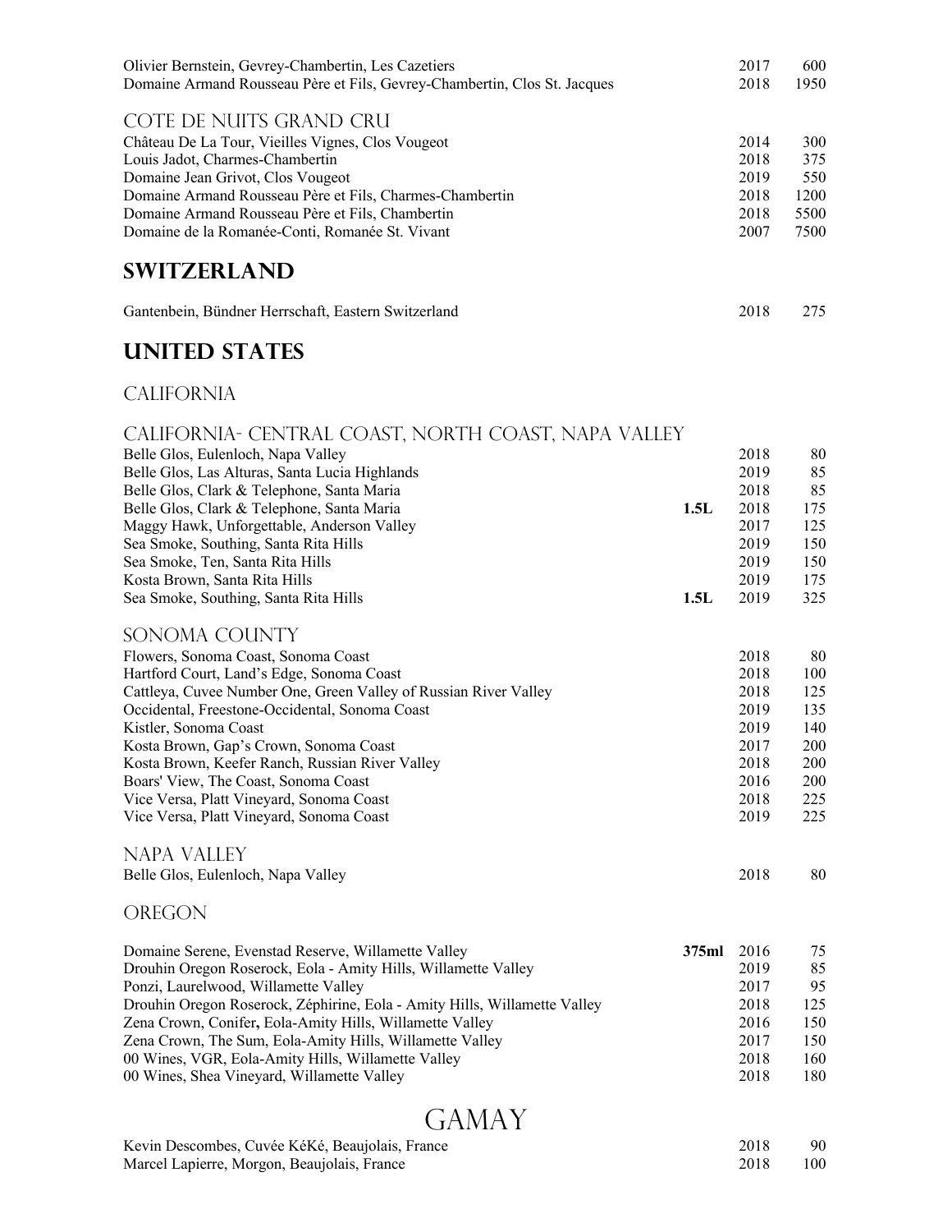| Wine | Size | Vintage | Price |
|---|---|---|---|
| Olivier Bernstein, Gevrey-Chambertin, Les Cazetiers | | 2017 | 600 |
| Domaine Armand Rousseau Père et Fils, Gevrey-Chambertin, Clos St. Jacques | | 2018 | 1950 |

### COTE DE NUITS GRAND CRU

| Wine | Size | Vintage | Price |
|---|---|---|---|
| Château De La Tour, Vieilles Vignes, Clos Vougeot | | 2014 | 300 |
| Louis Jadot, Charmes-Chambertin | | 2018 | 375 |
| Domaine Jean Grivot, Clos Vougeot | | 2019 | 550 |
| Domaine Armand Rousseau Père et Fils, Charmes-Chambertin | | 2018 | 1200 |
| Domaine Armand Rousseau Père et Fils, Chambertin | | 2018 | 5500 |
| Domaine de la Romanée-Conti, Romanée St. Vivant | | 2007 | 7500 |

## SWITZERLAND

| Wine | Size | Vintage | Price |
|---|---|---|---|
| Gantenbein, Bündner Herrschaft, Eastern Switzerland | | 2018 | 275 |

## UNITED STATES

### CALIFORNIA

### CALIFORNIA- CENTRAL COAST, NORTH COAST, NAPA VALLEY

| Wine | Size | Vintage | Price |
|---|---|---|---|
| Belle Glos, Eulenloch, Napa Valley | | 2018 | 80 |
| Belle Glos, Las Alturas, Santa Lucia Highlands | | 2019 | 85 |
| Belle Glos, Clark & Telephone, Santa Maria | | 2018 | 85 |
| Belle Glos, Clark & Telephone, Santa Maria | **1.5L** | 2018 | 175 |
| Maggy Hawk, Unforgettable, Anderson Valley | | 2017 | 125 |
| Sea Smoke, Southing, Santa Rita Hills | | 2019 | 150 |
| Sea Smoke, Ten, Santa Rita Hills | | 2019 | 150 |
| Kosta Brown, Santa Rita Hills | | 2019 | 175 |
| Sea Smoke, Southing, Santa Rita Hills | **1.5L** | 2019 | 325 |

### SONOMA COUNTY

| Wine | Size | Vintage | Price |
|---|---|---|---|
| Flowers, Sonoma Coast, Sonoma Coast | | 2018 | 80 |
| Hartford Court, Land's Edge, Sonoma Coast | | 2018 | 100 |
| Cattleya, Cuvee Number One, Green Valley of Russian River Valley | | 2018 | 125 |
| Occidental, Freestone-Occidental, Sonoma Coast | | 2019 | 135 |
| Kistler, Sonoma Coast | | 2019 | 140 |
| Kosta Brown, Gap's Crown, Sonoma Coast | | 2017 | 200 |
| Kosta Brown, Keefer Ranch, Russian River Valley | | 2018 | 200 |
| Boars' View, The Coast, Sonoma Coast | | 2016 | 200 |
| Vice Versa, Platt Vineyard, Sonoma Coast | | 2018 | 225 |
| Vice Versa, Platt Vineyard, Sonoma Coast | | 2019 | 225 |

### NAPA VALLEY

| Wine | Size | Vintage | Price |
|---|---|---|---|
| Belle Glos, Eulenloch, Napa Valley | | 2018 | 80 |

### OREGON

| Wine | Size | Vintage | Price |
|---|---|---|---|
| Domaine Serene, Evenstad Reserve, Willamette Valley | **375ml** | 2016 | 75 |
| Drouhin Oregon Roserock, Eola - Amity Hills, Willamette Valley | | 2019 | 85 |
| Ponzi, Laurelwood, Willamette Valley | | 2017 | 95 |
| Drouhin Oregon Roserock, Zéphirine, Eola - Amity Hills, Willamette Valley | | 2018 | 125 |
| Zena Crown, Conifer, Eola-Amity Hills, Willamette Valley | | 2016 | 150 |
| Zena Crown, The Sum, Eola-Amity Hills, Willamette Valley | | 2017 | 150 |
| 00 Wines, VGR, Eola-Amity Hills, Willamette Valley | | 2018 | 160 |
| 00 Wines, Shea Vineyard, Willamette Valley | | 2018 | 180 |

# GAMAY

| Wine | Size | Vintage | Price |
|---|---|---|---|
| Kevin Descombes, Cuvée KéKé, Beaujolais, France | | 2018 | 90 |
| Marcel Lapierre, Morgon, Beaujolais, France | | 2018 | 100 |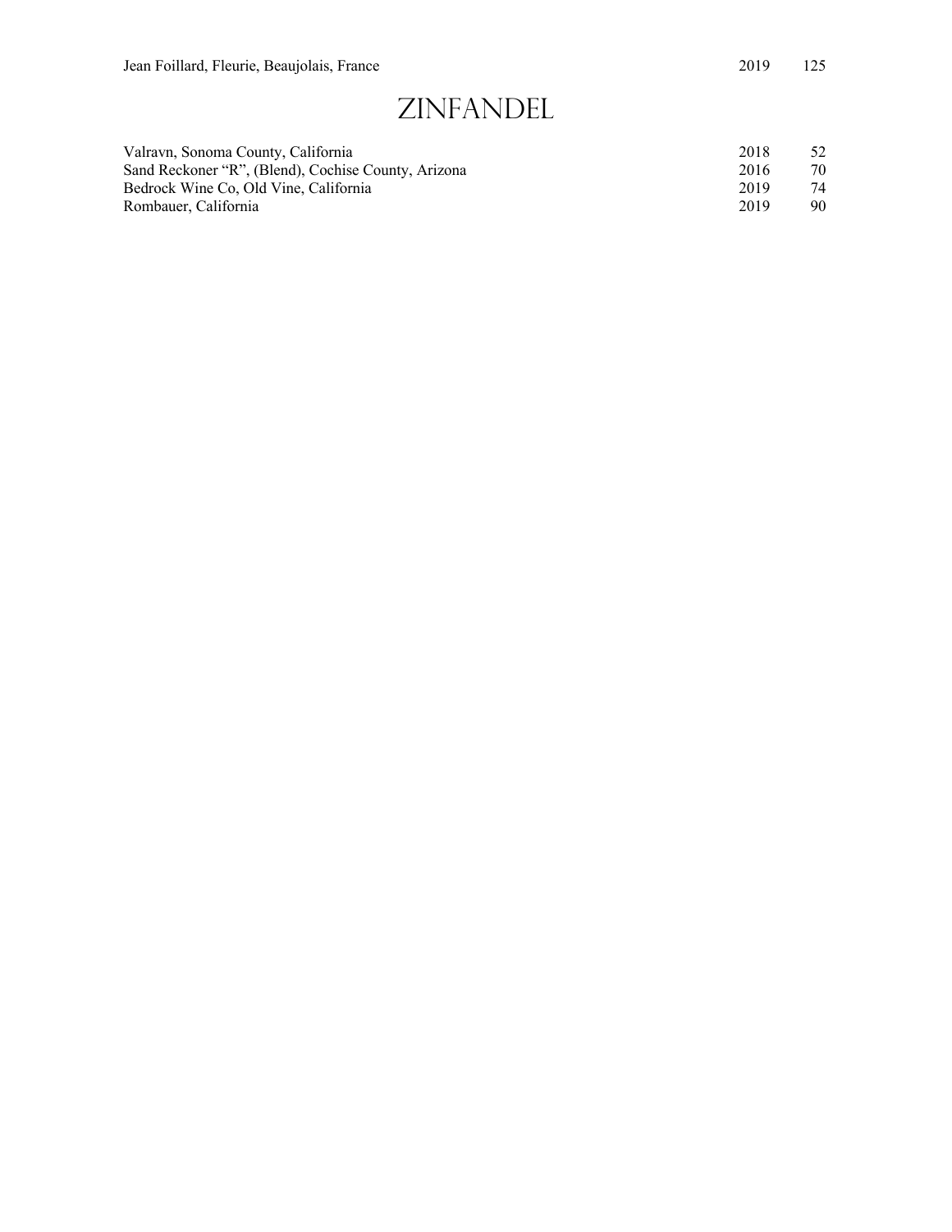| | | |
|---|---|---|
| Jean Foillard, Fleurie, Beaujolais, France | 2019 | 125 |

## ZINFANDEL

| | | |
|---|---|---|
| Valravn, Sonoma County, California | 2018 | 52 |
| Sand Reckoner "R", (Blend), Cochise County, Arizona | 2016 | 70 |
| Bedrock Wine Co, Old Vine, California | 2019 | 74 |
| Rombauer, California | 2019 | 90 |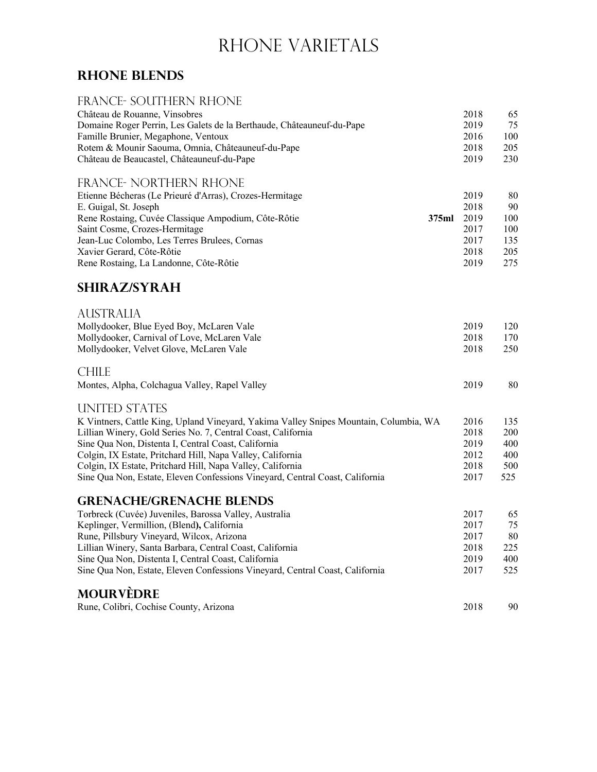# RHONE VARIETALS

## RHONE BLENDS

### FRANCE- SOUTHERN RHONE

| Wine | | Vintage | Price |
|---|---|---|---|
| Château de Rouanne, Vinsobres | | 2018 | 65 |
| Domaine Roger Perrin, Les Galets de la Berthaude, Châteauneuf-du-Pape | | 2019 | 75 |
| Famille Brunier, Megaphone, Ventoux | | 2016 | 100 |
| Rotem & Mounir Saouma, Omnia, Châteauneuf-du-Pape | | 2018 | 205 |
| Château de Beaucastel, Châteauneuf-du-Pape | | 2019 | 230 |

### FRANCE- NORTHERN RHONE

| Wine | | Vintage | Price |
|---|---|---|---|
| Etienne Bécheras (Le Prieuré d'Arras), Crozes-Hermitage | | 2019 | 80 |
| E. Guigal, St. Joseph | | 2018 | 90 |
| Rene Rostaing, Cuvée Classique Ampodium, Côte-Rôtie | **375ml** | 2019 | 100 |
| Saint Cosme, Crozes-Hermitage | | 2017 | 100 |
| Jean-Luc Colombo, Les Terres Brulees, Cornas | | 2017 | 135 |
| Xavier Gerard, Côte-Rôtie | | 2018 | 205 |
| Rene Rostaing, La Landonne, Côte-Rôtie | | 2019 | 275 |

## SHIRAZ/SYRAH

### AUSTRALIA

| Wine | Vintage | Price |
|---|---|---|
| Mollydooker, Blue Eyed Boy, McLaren Vale | 2019 | 120 |
| Mollydooker, Carnival of Love, McLaren Vale | 2018 | 170 |
| Mollydooker, Velvet Glove, McLaren Vale | 2018 | 250 |

### CHILE

| Wine | Vintage | Price |
|---|---|---|
| Montes, Alpha, Colchagua Valley, Rapel Valley | 2019 | 80 |

### UNITED STATES

| Wine | Vintage | Price |
|---|---|---|
| K Vintners, Cattle King, Upland Vineyard, Yakima Valley Snipes Mountain, Columbia, WA | 2016 | 135 |
| Lillian Winery, Gold Series No. 7, Central Coast, California | 2018 | 200 |
| Sine Qua Non, Distenta I, Central Coast, California | 2019 | 400 |
| Colgin, IX Estate, Pritchard Hill, Napa Valley, California | 2012 | 400 |
| Colgin, IX Estate, Pritchard Hill, Napa Valley, California | 2018 | 500 |
| Sine Qua Non, Estate, Eleven Confessions Vineyard, Central Coast, California | 2017 | 525 |

## GRENACHE/GRENACHE BLENDS

| Wine | Vintage | Price |
|---|---|---|
| Torbreck (Cuvée) Juveniles, Barossa Valley, Australia | 2017 | 65 |
| Keplinger, Vermillion, (Blend**)**, California | 2017 | 75 |
| Rune, Pillsbury Vineyard, Wilcox, Arizona | 2017 | 80 |
| Lillian Winery, Santa Barbara, Central Coast, California | 2018 | 225 |
| Sine Qua Non, Distenta I, Central Coast, California | 2019 | 400 |
| Sine Qua Non, Estate, Eleven Confessions Vineyard, Central Coast, California | 2017 | 525 |

## MOURVÈDRE

| Wine | Vintage | Price |
|---|---|---|
| Rune, Colibri, Cochise County, Arizona | 2018 | 90 |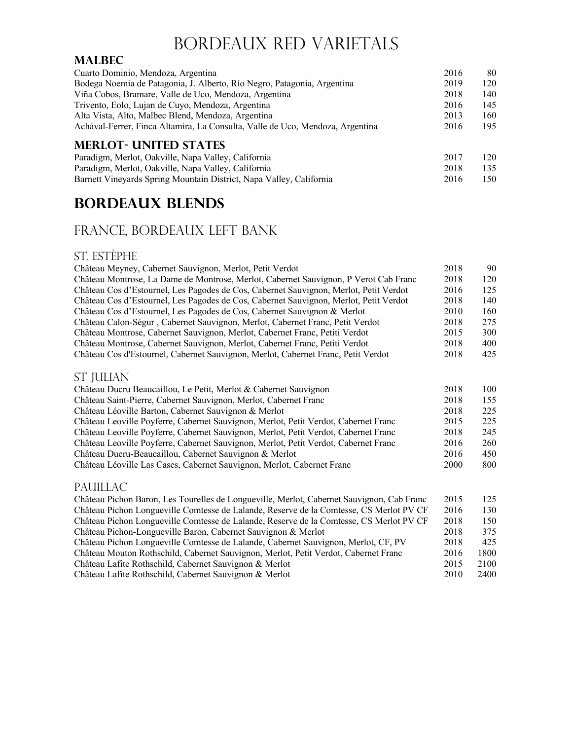# Bordeaux Red Varietals

### MALBEC

| | | |
|---|---|---|
| Cuarto Dominio, Mendoza, Argentina | 2016 | 80 |
| Bodega Noemia de Patagonia, J. Alberto, Río Negro, Patagonia, Argentina | 2019 | 120 |
| Viña Cobos, Bramare, Valle de Uco, Mendoza, Argentina | 2018 | 140 |
| Trivento, Eolo, Lujan de Cuyo, Mendoza, Argentina | 2016 | 145 |
| Alta Vista, Alto, Malbec Blend, Mendoza, Argentina | 2013 | 160 |
| Achával-Ferrer, Finca Altamira, La Consulta, Valle de Uco, Mendoza, Argentina | 2016 | 195 |

### MERLOT- UNITED STATES

| | | |
|---|---|---|
| Paradigm, Merlot, Oakville, Napa Valley, California | 2017 | 120 |
| Paradigm, Merlot, Oakville, Napa Valley, California | 2018 | 135 |
| Barnett Vineyards Spring Mountain District, Napa Valley, California | 2016 | 150 |

## BORDEAUX BLENDS

### France, Bordeaux Left Bank

#### St. Estèphe

| | | |
|---|---|---|
| Château Meyney, Cabernet Sauvignon, Merlot, Petit Verdot | 2018 | 90 |
| Château Montrose, La Dame de Montrose, Merlot, Cabernet Sauvignon, P Verot Cab Franc | 2018 | 120 |
| Château Cos d'Estournel, Les Pagodes de Cos, Cabernet Sauvignon, Merlot, Petit Verdot | 2016 | 125 |
| Château Cos d'Estournel, Les Pagodes de Cos, Cabernet Sauvignon, Merlot, Petit Verdot | 2018 | 140 |
| Château Cos d'Estournel, Les Pagodes de Cos, Cabernet Sauvignon & Merlot | 2010 | 160 |
| Château Calon-Ségur , Cabernet Sauvignon, Merlot, Cabernet Franc, Petit Verdot | 2018 | 275 |
| Château Montrose, Cabernet Sauvignon, Merlot, Cabernet Franc, Petiti Verdot | 2015 | 300 |
| Château Montrose, Cabernet Sauvignon, Merlot, Cabernet Franc, Petiti Verdot | 2018 | 400 |
| Château Cos d'Estournel, Cabernet Sauvignon, Merlot, Cabernet Franc, Petit Verdot | 2018 | 425 |

#### St Julian

| | | |
|---|---|---|
| Château Ducru Beaucaillou, Le Petit, Merlot & Cabernet Sauvignon | 2018 | 100 |
| Château Saint-Pierre, Cabernet Sauvignon, Merlot, Cabernet Franc | 2018 | 155 |
| Château Léoville Barton, Cabernet Sauvignon & Merlot | 2018 | 225 |
| Château Leoville Poyferre, Cabernet Sauvignon, Merlot, Petit Verdot, Cabernet Franc | 2015 | 225 |
| Château Leoville Poyferre, Cabernet Sauvignon, Merlot, Petit Verdot, Cabernet Franc | 2018 | 245 |
| Château Leoville Poyferre, Cabernet Sauvignon, Merlot, Petit Verdot, Cabernet Franc | 2016 | 260 |
| Château Ducru-Beaucaillou, Cabernet Sauvignon & Merlot | 2016 | 450 |
| Château Léoville Las Cases, Cabernet Sauvignon, Merlot, Cabernet Franc | 2000 | 800 |

#### Pauillac

| | | |
|---|---|---|
| Château Pichon Baron, Les Tourelles de Longueville, Merlot, Cabernet Sauvignon, Cab Franc | 2015 | 125 |
| Château Pichon Longueville Comtesse de Lalande, Reserve de la Comtesse, CS Merlot PV CF | 2016 | 130 |
| Château Pichon Longueville Comtesse de Lalande, Reserve de la Comtesse, CS Merlot PV CF | 2018 | 150 |
| Château Pichon-Longueville Baron, Cabernet Sauvignon & Merlot | 2018 | 375 |
| Château Pichon Longueville Comtesse de Lalande, Cabernet Sauvignon, Merlot, CF, PV | 2018 | 425 |
| Château Mouton Rothschild, Cabernet Sauvignon, Merlot, Petit Verdot, Cabernet Franc | 2016 | 1800 |
| Château Lafite Rothschild, Cabernet Sauvignon & Merlot | 2015 | 2100 |
| Château Lafite Rothschild, Cabernet Sauvignon & Merlot | 2010 | 2400 |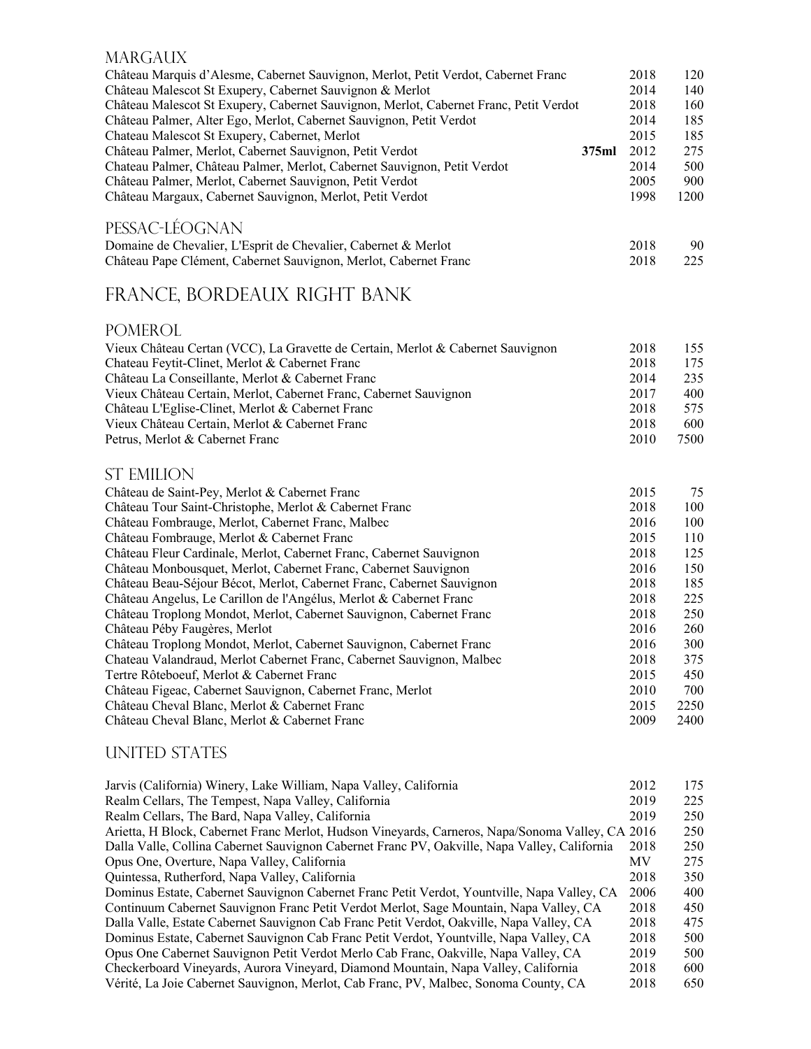## MARGAUX

| | | | |
|---|---|---|---|
| Château Marquis d'Alesme, Cabernet Sauvignon, Merlot, Petit Verdot, Cabernet Franc | | 2018 | 120 |
| Château Malescot St Exupery, Cabernet Sauvignon & Merlot | | 2014 | 140 |
| Château Malescot St Exupery, Cabernet Sauvignon, Merlot, Cabernet Franc, Petit Verdot | | 2018 | 160 |
| Château Palmer, Alter Ego, Merlot, Cabernet Sauvignon, Petit Verdot | | 2014 | 185 |
| Chateau Malescot St Exupery, Cabernet, Merlot | | 2015 | 185 |
| Château Palmer, Merlot, Cabernet Sauvignon, Petit Verdot | **375ml** | 2012 | 275 |
| Chateau Palmer, Château Palmer, Merlot, Cabernet Sauvignon, Petit Verdot | | 2014 | 500 |
| Château Palmer, Merlot, Cabernet Sauvignon, Petit Verdot | | 2005 | 900 |
| Château Margaux, Cabernet Sauvignon, Merlot, Petit Verdot | | 1998 | 1200 |

## PESSAC-LÉOGNAN

| | | |
|---|---|---|
| Domaine de Chevalier, L'Esprit de Chevalier, Cabernet & Merlot | 2018 | 90 |
| Château Pape Clément, Cabernet Sauvignon, Merlot, Cabernet Franc | 2018 | 225 |

# FRANCE, BORDEAUX RIGHT BANK

## POMEROL

| | | |
|---|---|---|
| Vieux Château Certan (VCC), La Gravette de Certain, Merlot & Cabernet Sauvignon | 2018 | 155 |
| Chateau Feytit-Clinet, Merlot & Cabernet Franc | 2018 | 175 |
| Château La Conseillante, Merlot & Cabernet Franc | 2014 | 235 |
| Vieux Château Certain, Merlot, Cabernet Franc, Cabernet Sauvignon | 2017 | 400 |
| Château L'Eglise-Clinet, Merlot & Cabernet Franc | 2018 | 575 |
| Vieux Château Certain, Merlot & Cabernet Franc | 2018 | 600 |
| Petrus, Merlot & Cabernet Franc | 2010 | 7500 |

## ST EMILION

| | | |
|---|---|---|
| Château de Saint-Pey, Merlot & Cabernet Franc | 2015 | 75 |
| Château Tour Saint-Christophe, Merlot & Cabernet Franc | 2018 | 100 |
| Château Fombrauge, Merlot, Cabernet Franc, Malbec | 2016 | 100 |
| Château Fombrauge, Merlot & Cabernet Franc | 2015 | 110 |
| Château Fleur Cardinale, Merlot, Cabernet Franc, Cabernet Sauvignon | 2018 | 125 |
| Château Monbousquet, Merlot, Cabernet Franc, Cabernet Sauvignon | 2016 | 150 |
| Château Beau-Séjour Bécot, Merlot, Cabernet Franc, Cabernet Sauvignon | 2018 | 185 |
| Château Angelus, Le Carillon de l'Angélus, Merlot & Cabernet Franc | 2018 | 225 |
| Château Troplong Mondot, Merlot, Cabernet Sauvignon, Cabernet Franc | 2018 | 250 |
| Château Péby Faugères, Merlot | 2016 | 260 |
| Château Troplong Mondot, Merlot, Cabernet Sauvignon, Cabernet Franc | 2016 | 300 |
| Chateau Valandraud, Merlot Cabernet Franc, Cabernet Sauvignon, Malbec | 2018 | 375 |
| Tertre Rôteboeuf, Merlot & Cabernet Franc | 2015 | 450 |
| Château Figeac, Cabernet Sauvignon, Cabernet Franc, Merlot | 2010 | 700 |
| Château Cheval Blanc, Merlot & Cabernet Franc | 2015 | 2250 |
| Château Cheval Blanc, Merlot & Cabernet Franc | 2009 | 2400 |

## UNITED STATES

| | | |
|---|---|---|
| Jarvis (California) Winery, Lake William, Napa Valley, California | 2012 | 175 |
| Realm Cellars, The Tempest, Napa Valley, California | 2019 | 225 |
| Realm Cellars, The Bard, Napa Valley, California | 2019 | 250 |
| Arietta, H Block, Cabernet Franc Merlot, Hudson Vineyards, Carneros, Napa/Sonoma Valley, CA | 2016 | 250 |
| Dalla Valle, Collina Cabernet Sauvignon Cabernet Franc PV, Oakville, Napa Valley, California | 2018 | 250 |
| Opus One, Overture, Napa Valley, California | MV | 275 |
| Quintessa, Rutherford, Napa Valley, California | 2018 | 350 |
| Dominus Estate, Cabernet Sauvignon Cabernet Franc Petit Verdot, Yountville, Napa Valley, CA | 2006 | 400 |
| Continuum Cabernet Sauvignon Franc Petit Verdot Merlot, Sage Mountain, Napa Valley, CA | 2018 | 450 |
| Dalla Valle, Estate Cabernet Sauvignon Cab Franc Petit Verdot, Oakville, Napa Valley, CA | 2018 | 475 |
| Dominus Estate, Cabernet Sauvignon Cab Franc Petit Verdot, Yountville, Napa Valley, CA | 2018 | 500 |
| Opus One Cabernet Sauvignon Petit Verdot Merlo Cab Franc, Oakville, Napa Valley, CA | 2019 | 500 |
| Checkerboard Vineyards, Aurora Vineyard, Diamond Mountain, Napa Valley, California | 2018 | 600 |
| Vérité, La Joie Cabernet Sauvignon, Merlot, Cab Franc, PV, Malbec, Sonoma County, CA | 2018 | 650 |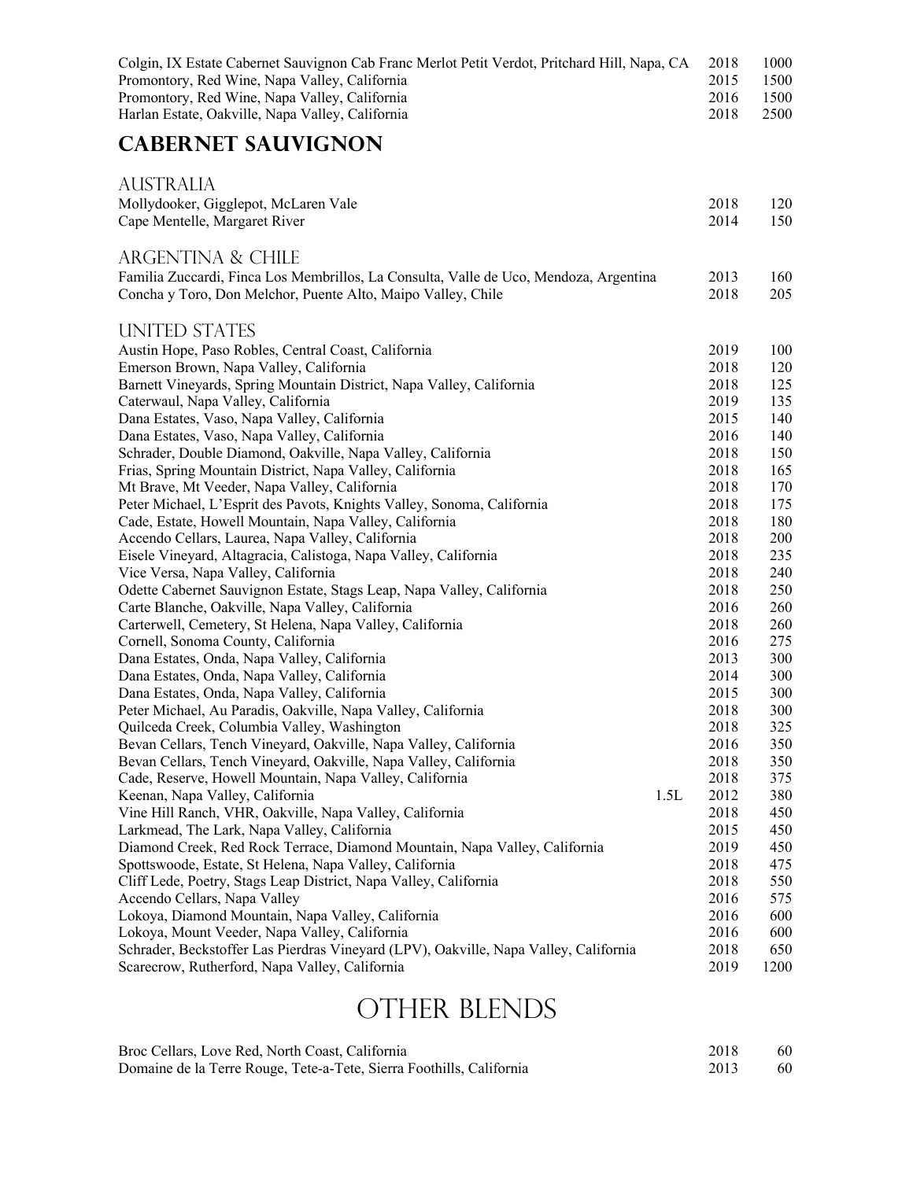| | | | |
|---|---|---|---|
| Colgin, IX Estate Cabernet Sauvignon Cab Franc Merlot Petit Verdot, Pritchard Hill, Napa, CA | | 2018 | 1000 |
| Promontory, Red Wine, Napa Valley, California | | 2015 | 1500 |
| Promontory, Red Wine, Napa Valley, California | | 2016 | 1500 |
| Harlan Estate, Oakville, Napa Valley, California | | 2018 | 2500 |

## CABERNET SAUVIGNON

### AUSTRALIA

| | | | |
|---|---|---|---|
| Mollydooker, Gigglepot, McLaren Vale | | 2018 | 120 |
| Cape Mentelle, Margaret River | | 2014 | 150 |

### ARGENTINA & CHILE

| | | | |
|---|---|---|---|
| Familia Zuccardi, Finca Los Membrillos, La Consulta, Valle de Uco, Mendoza, Argentina | | 2013 | 160 |
| Concha y Toro, Don Melchor, Puente Alto, Maipo Valley, Chile | | 2018 | 205 |

### UNITED STATES

| | | | |
|---|---|---|---|
| Austin Hope, Paso Robles, Central Coast, California | | 2019 | 100 |
| Emerson Brown, Napa Valley, California | | 2018 | 120 |
| Barnett Vineyards, Spring Mountain District, Napa Valley, California | | 2018 | 125 |
| Caterwaul, Napa Valley, California | | 2019 | 135 |
| Dana Estates, Vaso, Napa Valley, California | | 2015 | 140 |
| Dana Estates, Vaso, Napa Valley, California | | 2016 | 140 |
| Schrader, Double Diamond, Oakville, Napa Valley, California | | 2018 | 150 |
| Frias, Spring Mountain District, Napa Valley, California | | 2018 | 165 |
| Mt Brave, Mt Veeder, Napa Valley, California | | 2018 | 170 |
| Peter Michael, L'Esprit des Pavots, Knights Valley, Sonoma, California | | 2018 | 175 |
| Cade, Estate, Howell Mountain, Napa Valley, California | | 2018 | 180 |
| Accendo Cellars, Laurea, Napa Valley, California | | 2018 | 200 |
| Eisele Vineyard, Altagracia, Calistoga, Napa Valley, California | | 2018 | 235 |
| Vice Versa, Napa Valley, California | | 2018 | 240 |
| Odette Cabernet Sauvignon Estate, Stags Leap, Napa Valley, California | | 2018 | 250 |
| Carte Blanche, Oakville, Napa Valley, California | | 2016 | 260 |
| Carterwell, Cemetery, St Helena, Napa Valley, California | | 2018 | 260 |
| Cornell, Sonoma County, California | | 2016 | 275 |
| Dana Estates, Onda, Napa Valley, California | | 2013 | 300 |
| Dana Estates, Onda, Napa Valley, California | | 2014 | 300 |
| Dana Estates, Onda, Napa Valley, California | | 2015 | 300 |
| Peter Michael, Au Paradis, Oakville, Napa Valley, California | | 2018 | 300 |
| Quilceda Creek, Columbia Valley, Washington | | 2018 | 325 |
| Bevan Cellars, Tench Vineyard, Oakville, Napa Valley, California | | 2016 | 350 |
| Bevan Cellars, Tench Vineyard, Oakville, Napa Valley, California | | 2018 | 350 |
| Cade, Reserve, Howell Mountain, Napa Valley, California | | 2018 | 375 |
| Keenan, Napa Valley, California | 1.5L | 2012 | 380 |
| Vine Hill Ranch, VHR, Oakville, Napa Valley, California | | 2018 | 450 |
| Larkmead, The Lark, Napa Valley, California | | 2015 | 450 |
| Diamond Creek, Red Rock Terrace, Diamond Mountain, Napa Valley, California | | 2019 | 450 |
| Spottswoode, Estate, St Helena, Napa Valley, California | | 2018 | 475 |
| Cliff Lede, Poetry, Stags Leap District, Napa Valley, California | | 2018 | 550 |
| Accendo Cellars, Napa Valley | | 2016 | 575 |
| Lokoya, Diamond Mountain, Napa Valley, California | | 2016 | 600 |
| Lokoya, Mount Veeder, Napa Valley, California | | 2016 | 600 |
| Schrader, Beckstoffer Las Pierdras Vineyard (LPV), Oakville, Napa Valley, California | | 2018 | 650 |
| Scarecrow, Rutherford, Napa Valley, California | | 2019 | 1200 |

## OTHER BLENDS

| | | | |
|---|---|---|---|
| Broc Cellars, Love Red, North Coast, California | | 2018 | 60 |
| Domaine de la Terre Rouge, Tete-a-Tete, Sierra Foothills, California | | 2013 | 60 |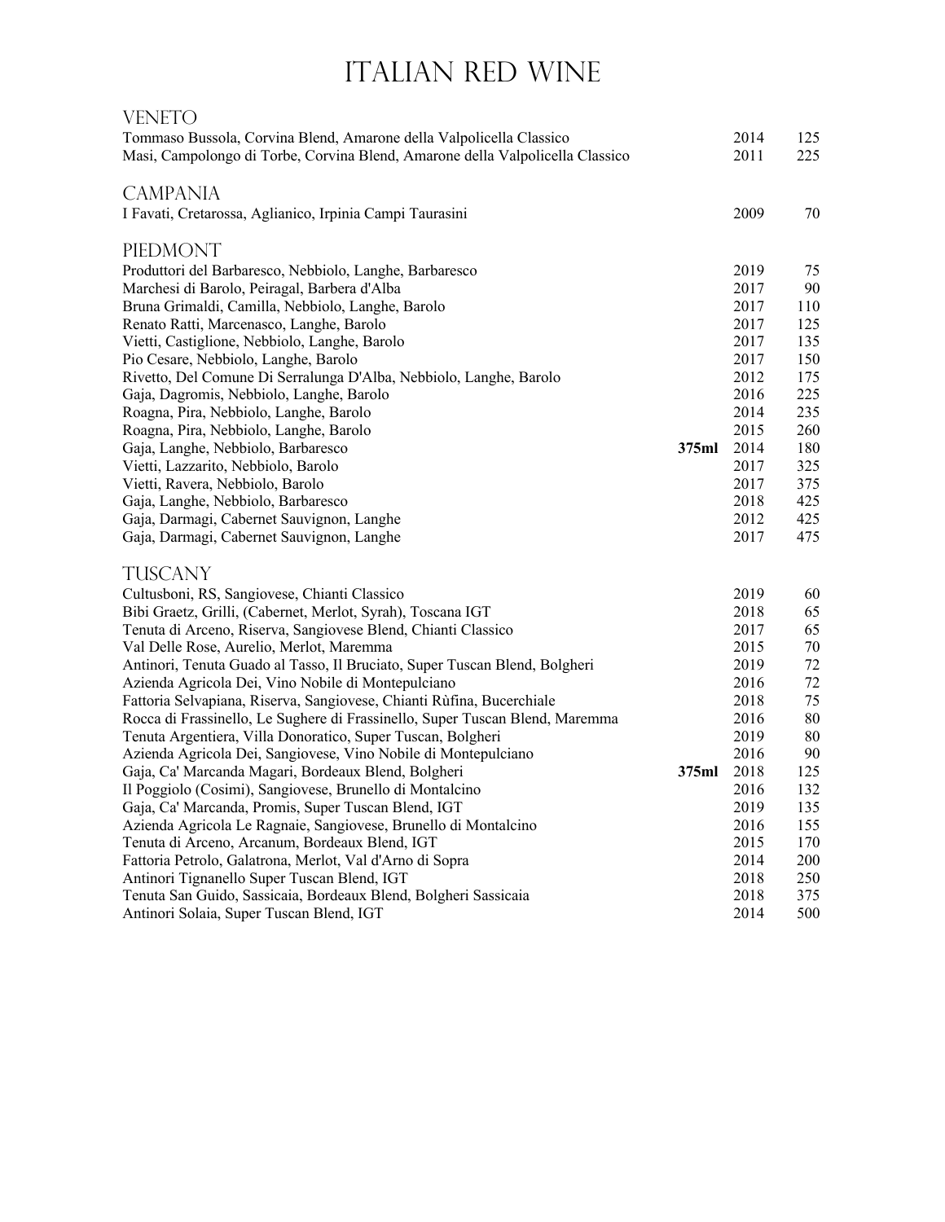# Italian Red Wine

## Veneto

| Wine | Size | Vintage | Price |
|---|---|---|---|
| Tommaso Bussola, Corvina Blend, Amarone della Valpolicella Classico | | 2014 | 125 |
| Masi, Campolongo di Torbe, Corvina Blend, Amarone della Valpolicella Classico | | 2011 | 225 |

## Campania

| Wine | Size | Vintage | Price |
|---|---|---|---|
| I Favati, Cretarossa, Aglianico, Irpinia Campi Taurasini | | 2009 | 70 |

## Piedmont

| Wine | Size | Vintage | Price |
|---|---|---|---|
| Produttori del Barbaresco, Nebbiolo, Langhe, Barbaresco | | 2019 | 75 |
| Marchesi di Barolo, Peiragal, Barbera d'Alba | | 2017 | 90 |
| Bruna Grimaldi, Camilla, Nebbiolo, Langhe, Barolo | | 2017 | 110 |
| Renato Ratti, Marcenasco, Langhe, Barolo | | 2017 | 125 |
| Vietti, Castiglione, Nebbiolo, Langhe, Barolo | | 2017 | 135 |
| Pio Cesare, Nebbiolo, Langhe, Barolo | | 2017 | 150 |
| Rivetto, Del Comune Di Serralunga D'Alba, Nebbiolo, Langhe, Barolo | | 2012 | 175 |
| Gaja, Dagromis, Nebbiolo, Langhe, Barolo | | 2016 | 225 |
| Roagna, Pira, Nebbiolo, Langhe, Barolo | | 2014 | 235 |
| Roagna, Pira, Nebbiolo, Langhe, Barolo | | 2015 | 260 |
| Gaja, Langhe, Nebbiolo, Barbaresco | **375ml** | 2014 | 180 |
| Vietti, Lazzarito, Nebbiolo, Barolo | | 2017 | 325 |
| Vietti, Ravera, Nebbiolo, Barolo | | 2017 | 375 |
| Gaja, Langhe, Nebbiolo, Barbaresco | | 2018 | 425 |
| Gaja, Darmagi, Cabernet Sauvignon, Langhe | | 2012 | 425 |
| Gaja, Darmagi, Cabernet Sauvignon, Langhe | | 2017 | 475 |

## Tuscany

| Wine | Size | Vintage | Price |
|---|---|---|---|
| Cultusboni, RS, Sangiovese, Chianti Classico | | 2019 | 60 |
| Bibi Graetz, Grilli, (Cabernet, Merlot, Syrah), Toscana IGT | | 2018 | 65 |
| Tenuta di Arceno, Riserva, Sangiovese Blend, Chianti Classico | | 2017 | 65 |
| Val Delle Rose, Aurelio, Merlot, Maremma | | 2015 | 70 |
| Antinori, Tenuta Guado al Tasso, Il Bruciato, Super Tuscan Blend, Bolgheri | | 2019 | 72 |
| Azienda Agricola Dei, Vino Nobile di Montepulciano | | 2016 | 72 |
| Fattoria Selvapiana, Riserva, Sangiovese, Chianti Rùfina, Bucerchiale | | 2018 | 75 |
| Rocca di Frassinello, Le Sughere di Frassinello, Super Tuscan Blend, Maremma | | 2016 | 80 |
| Tenuta Argentiera, Villa Donoratico, Super Tuscan, Bolgheri | | 2019 | 80 |
| Azienda Agricola Dei, Sangiovese, Vino Nobile di Montepulciano | | 2016 | 90 |
| Gaja, Ca' Marcanda Magari, Bordeaux Blend, Bolgheri | **375ml** | 2018 | 125 |
| Il Poggiolo (Cosimi), Sangiovese, Brunello di Montalcino | | 2016 | 132 |
| Gaja, Ca' Marcanda, Promis, Super Tuscan Blend, IGT | | 2019 | 135 |
| Azienda Agricola Le Ragnaie, Sangiovese, Brunello di Montalcino | | 2016 | 155 |
| Tenuta di Arceno, Arcanum, Bordeaux Blend, IGT | | 2015 | 170 |
| Fattoria Petrolo, Galatrona, Merlot, Val d'Arno di Sopra | | 2014 | 200 |
| Antinori Tignanello Super Tuscan Blend, IGT | | 2018 | 250 |
| Tenuta San Guido, Sassicaia, Bordeaux Blend, Bolgheri Sassicaia | | 2018 | 375 |
| Antinori Solaia, Super Tuscan Blend, IGT | | 2014 | 500 |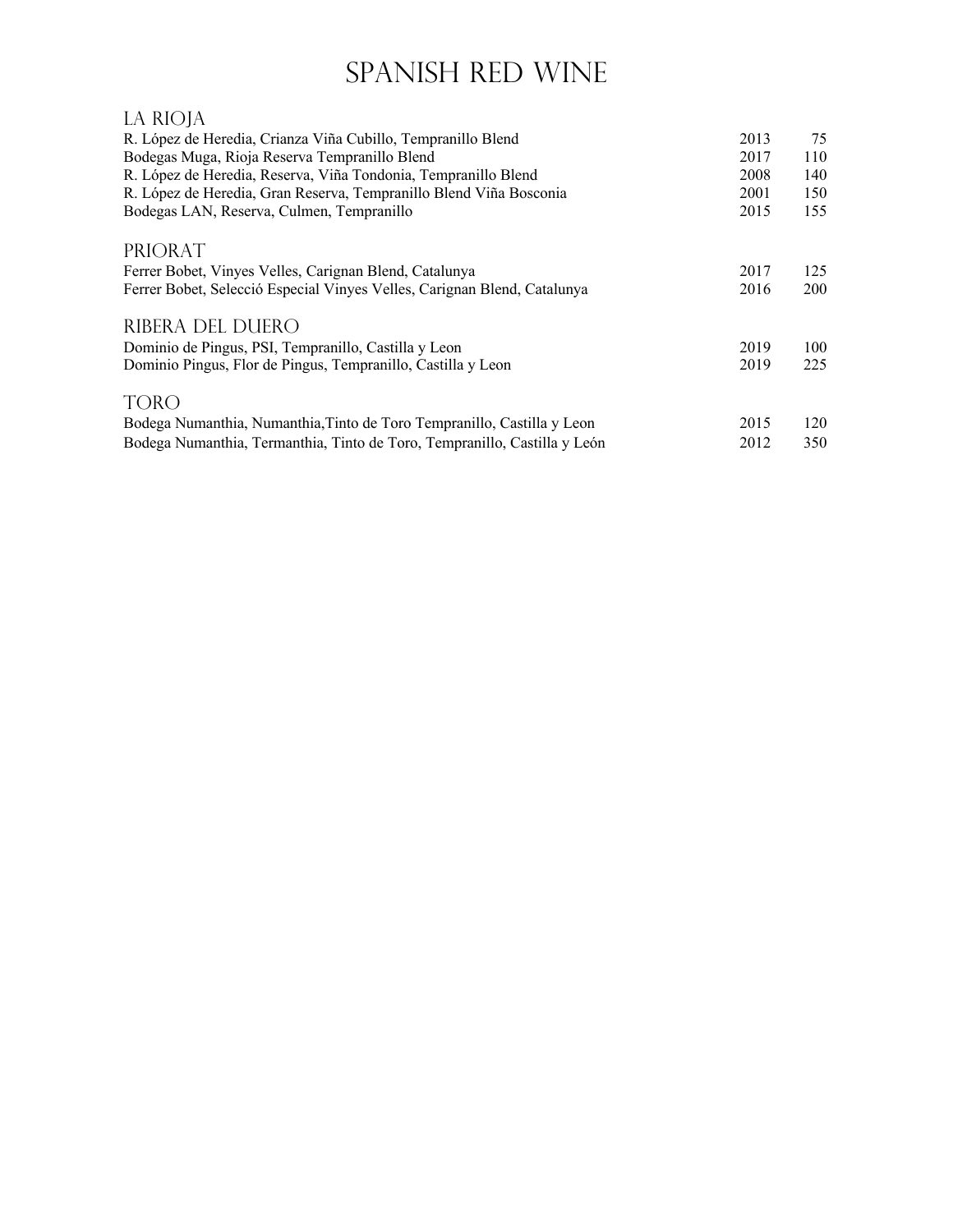# SPANISH RED WINE

## LA RIOJA

| | | |
|---|---|---|
| R. López de Heredia, Crianza Viña Cubillo, Tempranillo Blend | 2013 | 75 |
| Bodegas Muga, Rioja Reserva Tempranillo Blend | 2017 | 110 |
| R. López de Heredia, Reserva, Viña Tondonia, Tempranillo Blend | 2008 | 140 |
| R. López de Heredia, Gran Reserva, Tempranillo Blend Viña Bosconia | 2001 | 150 |
| Bodegas LAN, Reserva, Culmen, Tempranillo | 2015 | 155 |

## PRIORAT

| | | |
|---|---|---|
| Ferrer Bobet, Vinyes Velles, Carignan Blend, Catalunya | 2017 | 125 |
| Ferrer Bobet, Selecció Especial Vinyes Velles, Carignan Blend, Catalunya | 2016 | 200 |

## RIBERA DEL DUERO

| | | |
|---|---|---|
| Dominio de Pingus, PSI, Tempranillo, Castilla y Leon | 2019 | 100 |
| Dominio Pingus, Flor de Pingus, Tempranillo, Castilla y Leon | 2019 | 225 |

## TORO

| | | |
|---|---|---|
| Bodega Numanthia, Numanthia,Tinto de Toro Tempranillo, Castilla y Leon | 2015 | 120 |
| Bodega Numanthia, Termanthia, Tinto de Toro, Tempranillo, Castilla y León | 2012 | 350 |